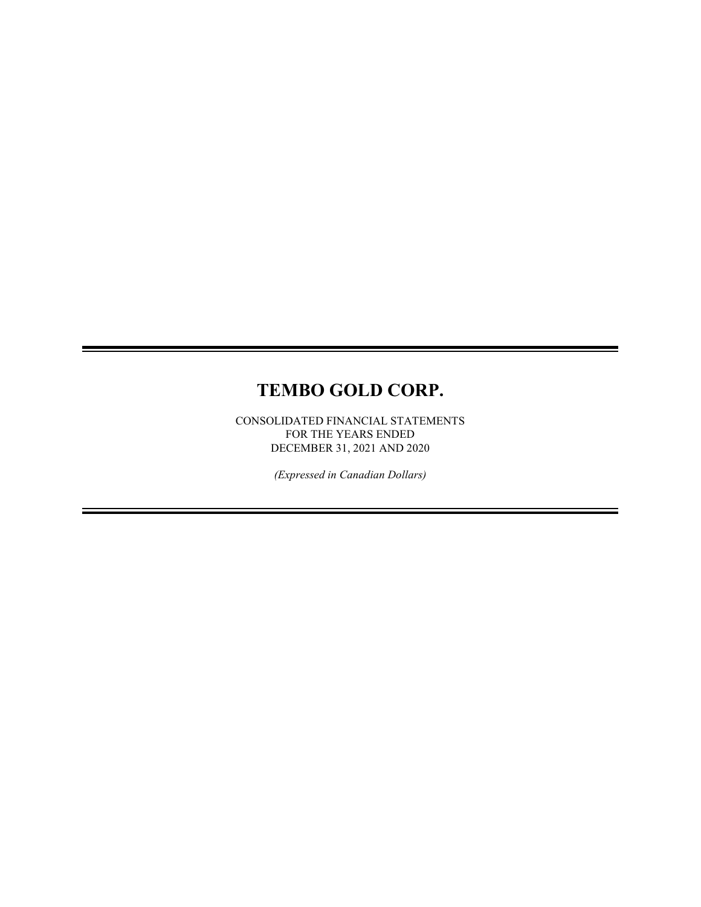# TEMBO GOLD CORP.

CONSOLIDATED FINANCIAL STATEMENTS
FOR THE YEARS ENDED
DECEMBER 31, 2021 AND 2020

*(Expressed in Canadian Dollars)*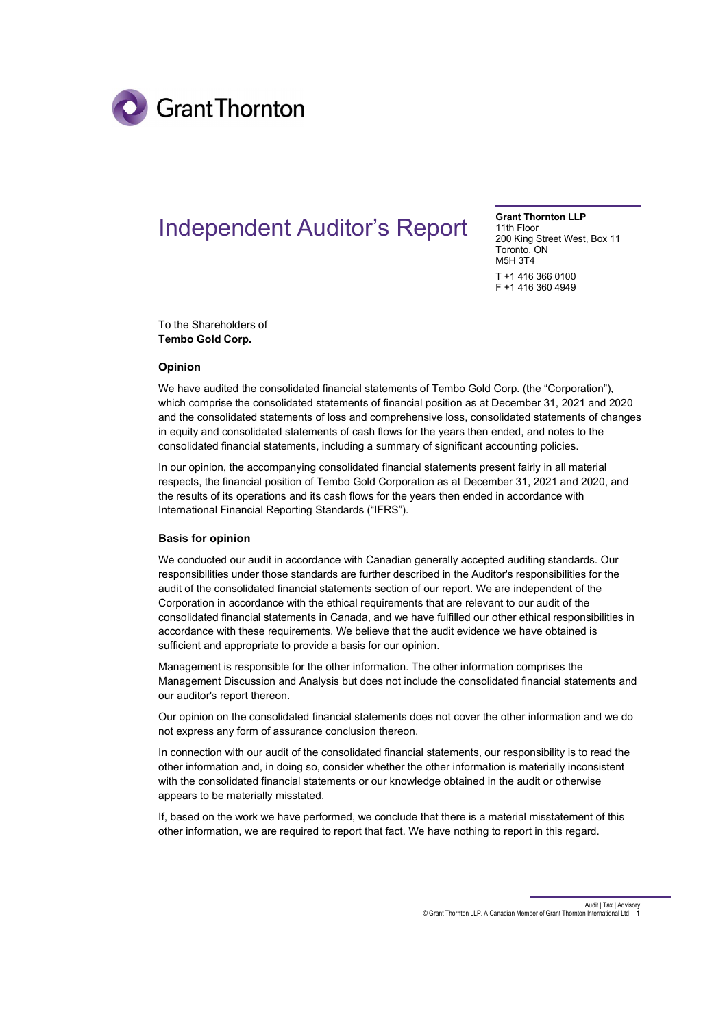# Independent Auditor's Report

**Grant Thornton LLP**
11th Floor
200 King Street West, Box 11
Toronto, ON
M5H 3T4

T +1 416 366 0100
F +1 416 360 4949

To the Shareholders of
**Tembo Gold Corp.**

### Opinion

We have audited the consolidated financial statements of Tembo Gold Corp. (the "Corporation"), which comprise the consolidated statements of financial position as at December 31, 2021 and 2020 and the consolidated statements of loss and comprehensive loss, consolidated statements of changes in equity and consolidated statements of cash flows for the years then ended, and notes to the consolidated financial statements, including a summary of significant accounting policies.

In our opinion, the accompanying consolidated financial statements present fairly in all material respects, the financial position of Tembo Gold Corporation as at December 31, 2021 and 2020, and the results of its operations and its cash flows for the years then ended in accordance with International Financial Reporting Standards ("IFRS").

### Basis for opinion

We conducted our audit in accordance with Canadian generally accepted auditing standards. Our responsibilities under those standards are further described in the Auditor's responsibilities for the audit of the consolidated financial statements section of our report. We are independent of the Corporation in accordance with the ethical requirements that are relevant to our audit of the consolidated financial statements in Canada, and we have fulfilled our other ethical responsibilities in accordance with these requirements. We believe that the audit evidence we have obtained is sufficient and appropriate to provide a basis for our opinion.

Management is responsible for the other information. The other information comprises the Management Discussion and Analysis but does not include the consolidated financial statements and our auditor's report thereon.

Our opinion on the consolidated financial statements does not cover the other information and we do not express any form of assurance conclusion thereon.

In connection with our audit of the consolidated financial statements, our responsibility is to read the other information and, in doing so, consider whether the other information is materially inconsistent with the consolidated financial statements or our knowledge obtained in the audit or otherwise appears to be materially misstated.

If, based on the work we have performed, we conclude that there is a material misstatement of this other information, we are required to report that fact. We have nothing to report in this regard.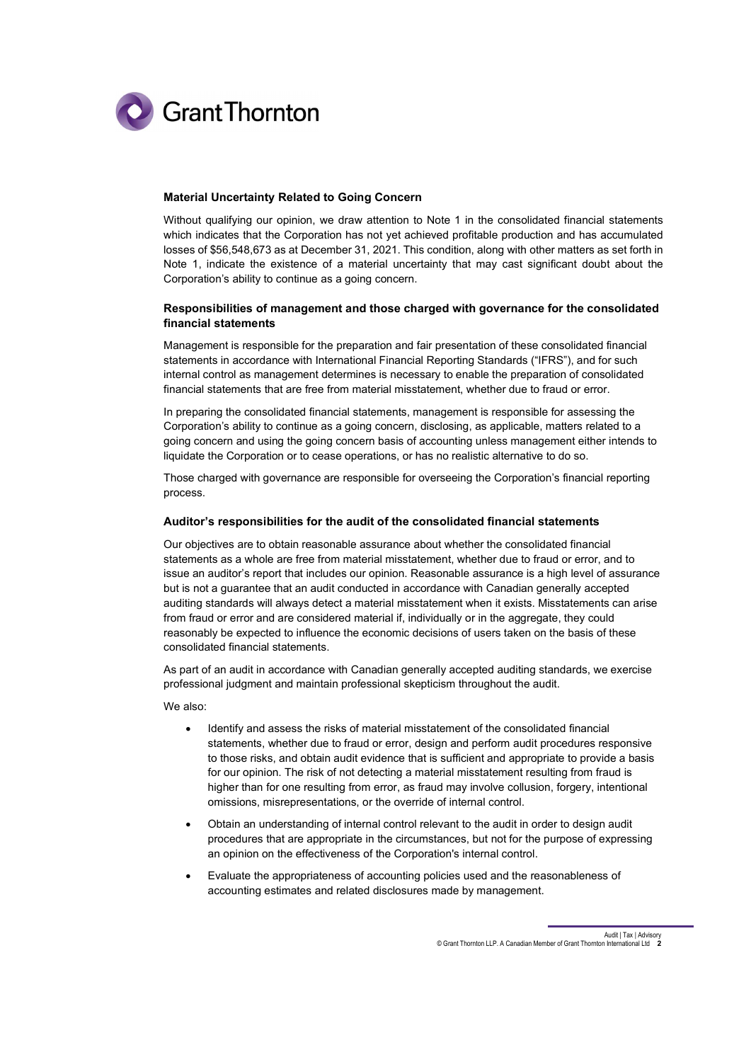### Material Uncertainty Related to Going Concern

Without qualifying our opinion, we draw attention to Note 1 in the consolidated financial statements which indicates that the Corporation has not yet achieved profitable production and has accumulated losses of $56,548,673 as at December 31, 2021. This condition, along with other matters as set forth in Note 1, indicate the existence of a material uncertainty that may cast significant doubt about the Corporation's ability to continue as a going concern.

### Responsibilities of management and those charged with governance for the consolidated financial statements

Management is responsible for the preparation and fair presentation of these consolidated financial statements in accordance with International Financial Reporting Standards ("IFRS"), and for such internal control as management determines is necessary to enable the preparation of consolidated financial statements that are free from material misstatement, whether due to fraud or error.

In preparing the consolidated financial statements, management is responsible for assessing the Corporation's ability to continue as a going concern, disclosing, as applicable, matters related to a going concern and using the going concern basis of accounting unless management either intends to liquidate the Corporation or to cease operations, or has no realistic alternative to do so.

Those charged with governance are responsible for overseeing the Corporation's financial reporting process.

### Auditor's responsibilities for the audit of the consolidated financial statements

Our objectives are to obtain reasonable assurance about whether the consolidated financial statements as a whole are free from material misstatement, whether due to fraud or error, and to issue an auditor's report that includes our opinion. Reasonable assurance is a high level of assurance but is not a guarantee that an audit conducted in accordance with Canadian generally accepted auditing standards will always detect a material misstatement when it exists. Misstatements can arise from fraud or error and are considered material if, individually or in the aggregate, they could reasonably be expected to influence the economic decisions of users taken on the basis of these consolidated financial statements.

As part of an audit in accordance with Canadian generally accepted auditing standards, we exercise professional judgment and maintain professional skepticism throughout the audit.

We also:

- Identify and assess the risks of material misstatement of the consolidated financial statements, whether due to fraud or error, design and perform audit procedures responsive to those risks, and obtain audit evidence that is sufficient and appropriate to provide a basis for our opinion. The risk of not detecting a material misstatement resulting from fraud is higher than for one resulting from error, as fraud may involve collusion, forgery, intentional omissions, misrepresentations, or the override of internal control.
- Obtain an understanding of internal control relevant to the audit in order to design audit procedures that are appropriate in the circumstances, but not for the purpose of expressing an opinion on the effectiveness of the Corporation's internal control.
- Evaluate the appropriateness of accounting policies used and the reasonableness of accounting estimates and related disclosures made by management.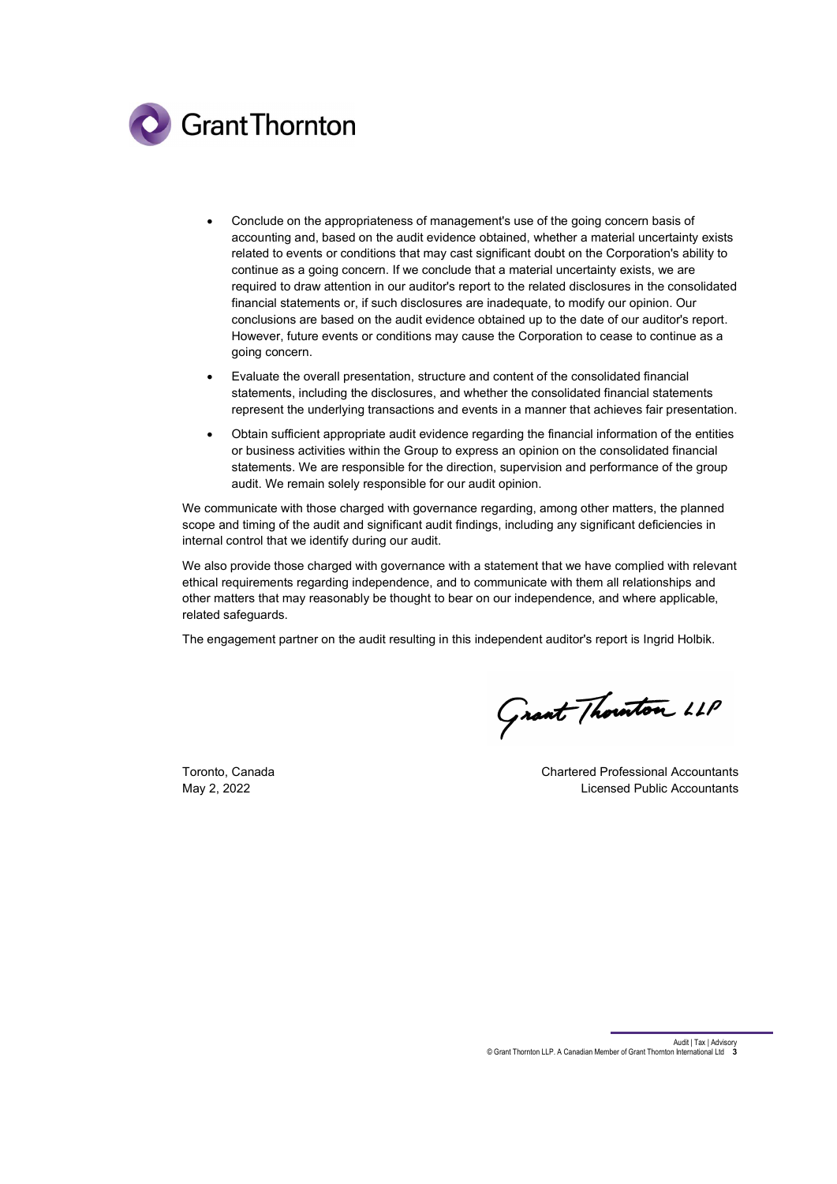- Conclude on the appropriateness of management's use of the going concern basis of accounting and, based on the audit evidence obtained, whether a material uncertainty exists related to events or conditions that may cast significant doubt on the Corporation's ability to continue as a going concern. If we conclude that a material uncertainty exists, we are required to draw attention in our auditor's report to the related disclosures in the consolidated financial statements or, if such disclosures are inadequate, to modify our opinion. Our conclusions are based on the audit evidence obtained up to the date of our auditor's report. However, future events or conditions may cause the Corporation to cease to continue as a going concern.
- Evaluate the overall presentation, structure and content of the consolidated financial statements, including the disclosures, and whether the consolidated financial statements represent the underlying transactions and events in a manner that achieves fair presentation.
- Obtain sufficient appropriate audit evidence regarding the financial information of the entities or business activities within the Group to express an opinion on the consolidated financial statements. We are responsible for the direction, supervision and performance of the group audit. We remain solely responsible for our audit opinion.

We communicate with those charged with governance regarding, among other matters, the planned scope and timing of the audit and significant audit findings, including any significant deficiencies in internal control that we identify during our audit.

We also provide those charged with governance with a statement that we have complied with relevant ethical requirements regarding independence, and to communicate with them all relationships and other matters that may reasonably be thought to bear on our independence, and where applicable, related safeguards.

The engagement partner on the audit resulting in this independent auditor's report is Ingrid Holbik.

Grant Thornton LLP

Toronto, Canada
May 2, 2022

Chartered Professional Accountants
Licensed Public Accountants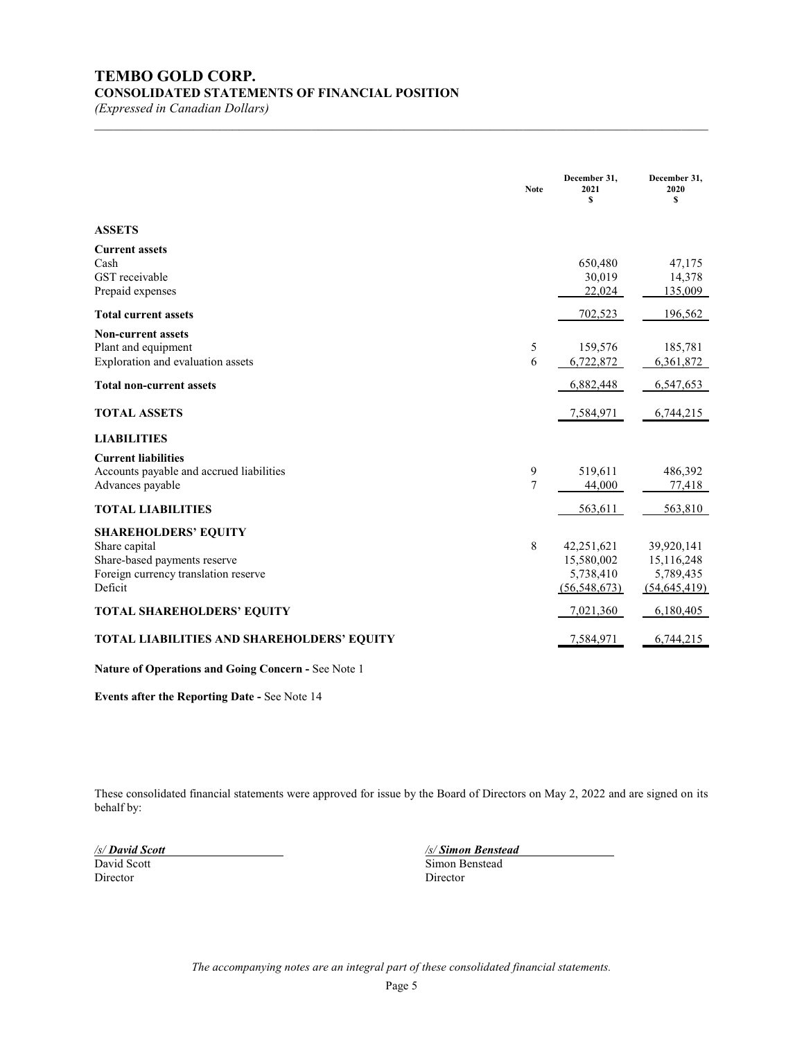# TEMBO GOLD CORP.

## CONSOLIDATED STATEMENTS OF FINANCIAL POSITION

*(Expressed in Canadian Dollars)*

| | Note | December 31, 2021 $ | December 31, 2020 $ |
|---|---|---|---|
| **ASSETS** | | | |
| **Current assets** | | | |
| Cash | | 650,480 | 47,175 |
| GST receivable | | 30,019 | 14,378 |
| Prepaid expenses | | 22,024 | 135,009 |
| **Total current assets** | | 702,523 | 196,562 |
| **Non-current assets** | | | |
| Plant and equipment | 5 | 159,576 | 185,781 |
| Exploration and evaluation assets | 6 | 6,722,872 | 6,361,872 |
| **Total non-current assets** | | 6,882,448 | 6,547,653 |
| **TOTAL ASSETS** | | 7,584,971 | 6,744,215 |
| **LIABILITIES** | | | |
| **Current liabilities** | | | |
| Accounts payable and accrued liabilities | 9 | 519,611 | 486,392 |
| Advances payable | 7 | 44,000 | 77,418 |
| **TOTAL LIABILITIES** | | 563,611 | 563,810 |
| **SHAREHOLDERS' EQUITY** | | | |
| Share capital | 8 | 42,251,621 | 39,920,141 |
| Share-based payments reserve | | 15,580,002 | 15,116,248 |
| Foreign currency translation reserve | | 5,738,410 | 5,789,435 |
| Deficit | | (56,548,673) | (54,645,419) |
| **TOTAL SHAREHOLDERS' EQUITY** | | 7,021,360 | 6,180,405 |
| **TOTAL LIABILITIES AND SHAREHOLDERS' EQUITY** | | 7,584,971 | 6,744,215 |

**Nature of Operations and Going Concern -** See Note 1

**Events after the Reporting Date -** See Note 14

These consolidated financial statements were approved for issue by the Board of Directors on May 2, 2022 and are signed on its behalf by:

*/s/ David Scott*
David Scott
Director

*/s/ Simon Benstead*
Simon Benstead
Director

*The accompanying notes are an integral part of these consolidated financial statements.*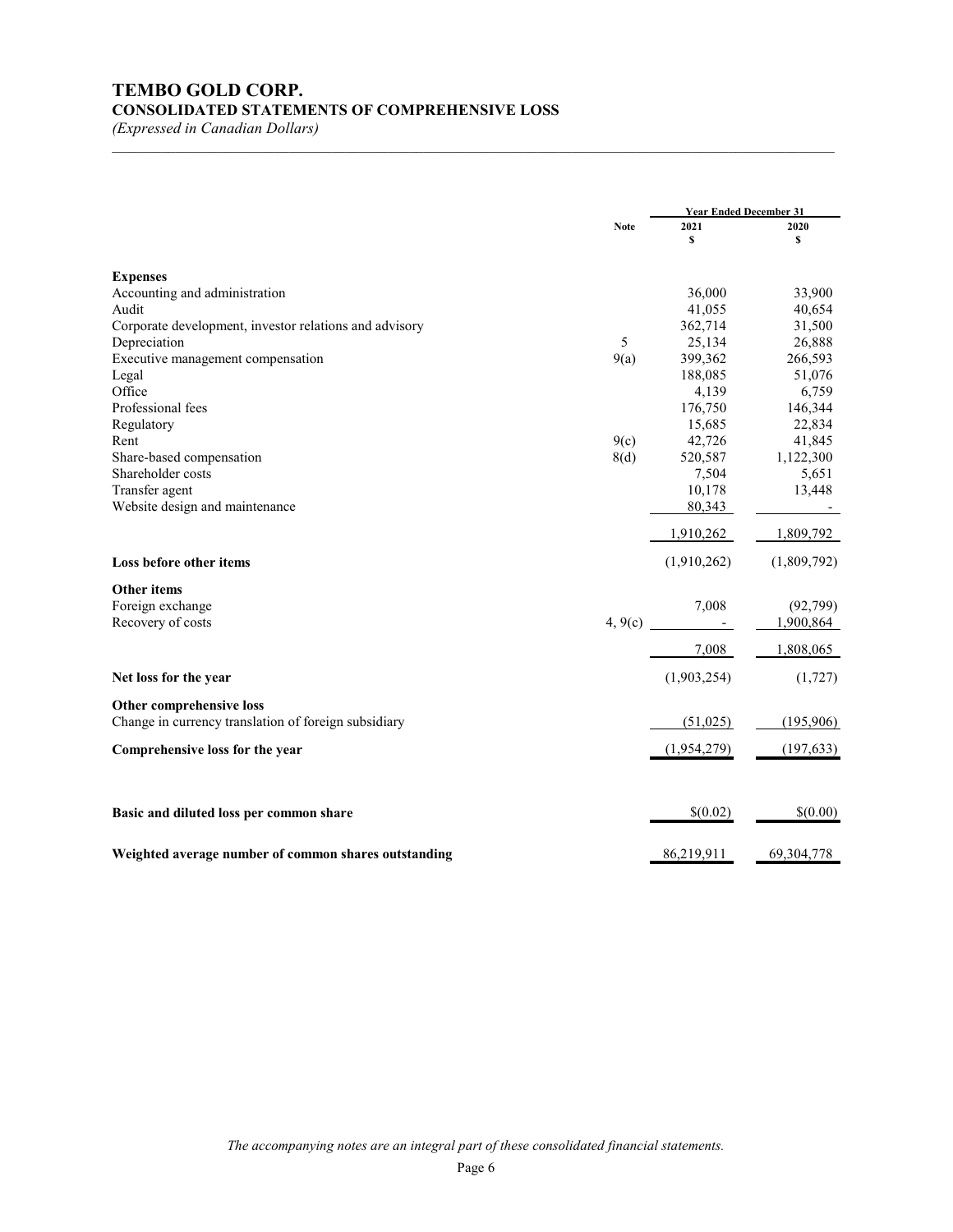# TEMBO GOLD CORP.

## CONSOLIDATED STATEMENTS OF COMPREHENSIVE LOSS

*(Expressed in Canadian Dollars)*

| | Note | Year Ended December 31 | |
|---|---|---|---|
| | | 2021 | 2020 |
| | | $ | $ |
| **Expenses** | | | |
| Accounting and administration | | 36,000 | 33,900 |
| Audit | | 41,055 | 40,654 |
| Corporate development, investor relations and advisory | | 362,714 | 31,500 |
| Depreciation | 5 | 25,134 | 26,888 |
| Executive management compensation | 9(a) | 399,362 | 266,593 |
| Legal | | 188,085 | 51,076 |
| Office | | 4,139 | 6,759 |
| Professional fees | | 176,750 | 146,344 |
| Regulatory | | 15,685 | 22,834 |
| Rent | 9(c) | 42,726 | 41,845 |
| Share-based compensation | 8(d) | 520,587 | 1,122,300 |
| Shareholder costs | | 7,504 | 5,651 |
| Transfer agent | | 10,178 | 13,448 |
| Website design and maintenance | | 80,343 | - |
| | | 1,910,262 | 1,809,792 |
| **Loss before other items** | | (1,910,262) | (1,809,792) |
| **Other items** | | | |
| Foreign exchange | | 7,008 | (92,799) |
| Recovery of costs | 4, 9(c) | - | 1,900,864 |
| | | 7,008 | 1,808,065 |
| **Net loss for the year** | | (1,903,254) | (1,727) |
| **Other comprehensive loss** | | | |
| Change in currency translation of foreign subsidiary | | (51,025) | (195,906) |
| **Comprehensive loss for the year** | | (1,954,279) | (197,633) |
| **Basic and diluted loss per common share** | | $(0.02) | $(0.00) |
| **Weighted average number of common shares outstanding** | | 86,219,911 | 69,304,778 |

*The accompanying notes are an integral part of these consolidated financial statements.*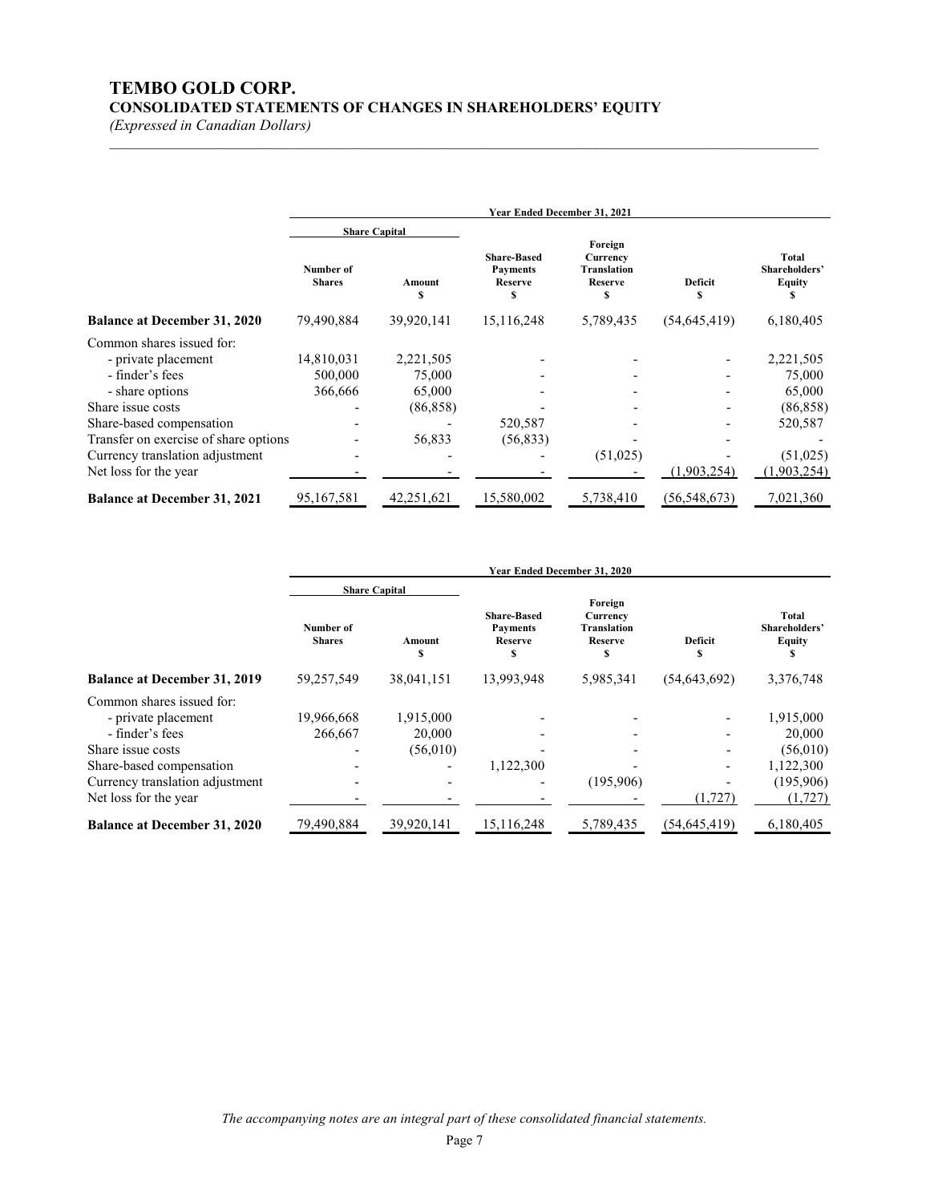# TEMBO GOLD CORP.

## CONSOLIDATED STATEMENTS OF CHANGES IN SHAREHOLDERS' EQUITY

*(Expressed in Canadian Dollars)*

| | Year Ended December 31, 2021 | | | | | |
|---|---|---|---|---|---|---|
| | Share Capital | | | | | |
| | Number of Shares | Amount $ | Share-Based Payments Reserve $ | Foreign Currency Translation Reserve $ | Deficit $ | Total Shareholders' Equity $ |
| **Balance at December 31, 2020** | 79,490,884 | 39,920,141 | 15,116,248 | 5,789,435 | (54,645,419) | 6,180,405 |
| Common shares issued for: | | | | | | |
| - private placement | 14,810,031 | 2,221,505 | - | - | - | 2,221,505 |
| - finder's fees | 500,000 | 75,000 | - | - | - | 75,000 |
| - share options | 366,666 | 65,000 | - | - | - | 65,000 |
| Share issue costs | - | (86,858) | - | - | - | (86,858) |
| Share-based compensation | - | - | 520,587 | - | - | 520,587 |
| Transfer on exercise of share options | - | 56,833 | (56,833) | - | - | - |
| Currency translation adjustment | - | - | - | (51,025) | - | (51,025) |
| Net loss for the year | - | - | - | - | (1,903,254) | (1,903,254) |
| **Balance at December 31, 2021** | 95,167,581 | 42,251,621 | 15,580,002 | 5,738,410 | (56,548,673) | 7,021,360 |

| | Year Ended December 31, 2020 | | | | | |
|---|---|---|---|---|---|---|
| | Share Capital | | | | | |
| | Number of Shares | Amount $ | Share-Based Payments Reserve $ | Foreign Currency Translation Reserve $ | Deficit $ | Total Shareholders' Equity $ |
| **Balance at December 31, 2019** | 59,257,549 | 38,041,151 | 13,993,948 | 5,985,341 | (54,643,692) | 3,376,748 |
| Common shares issued for: | | | | | | |
| - private placement | 19,966,668 | 1,915,000 | - | - | - | 1,915,000 |
| - finder's fees | 266,667 | 20,000 | - | - | - | 20,000 |
| Share issue costs | - | (56,010) | - | - | - | (56,010) |
| Share-based compensation | - | - | 1,122,300 | - | - | 1,122,300 |
| Currency translation adjustment | - | - | - | (195,906) | - | (195,906) |
| Net loss for the year | - | - | - | - | (1,727) | (1,727) |
| **Balance at December 31, 2020** | 79,490,884 | 39,920,141 | 15,116,248 | 5,789,435 | (54,645,419) | 6,180,405 |

*The accompanying notes are an integral part of these consolidated financial statements.*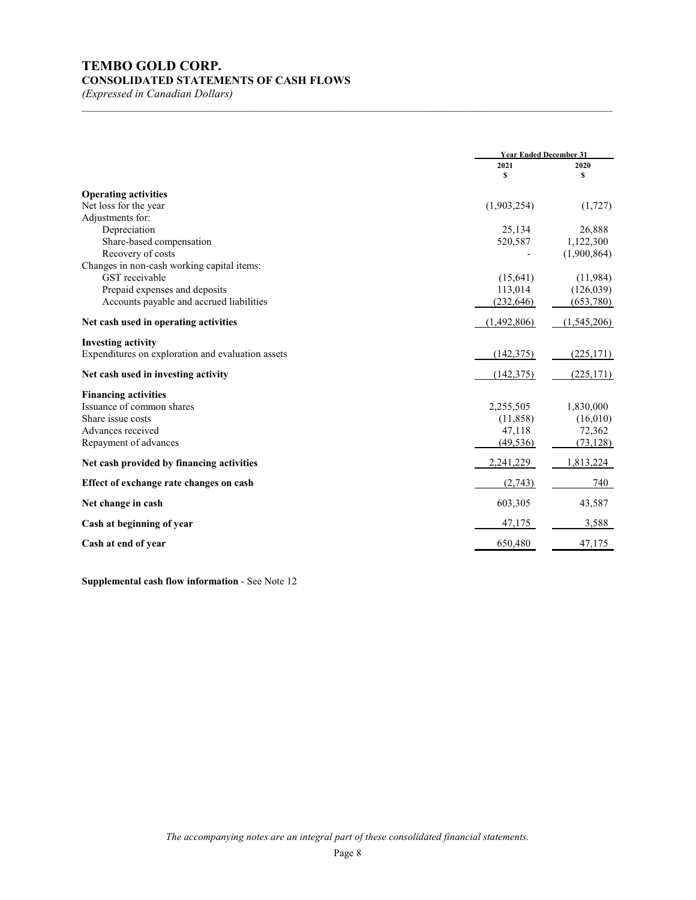# TEMBO GOLD CORP.

## CONSOLIDATED STATEMENTS OF CASH FLOWS

*(Expressed in Canadian Dollars)*

| | Year Ended December 31 | |
|---|---|---|
| | 2021<br>$ | 2020<br>$ |
| **Operating activities** | | |
| Net loss for the year | (1,903,254) | (1,727) |
| Adjustments for: | | |
| Depreciation | 25,134 | 26,888 |
| Share-based compensation | 520,587 | 1,122,300 |
| Recovery of costs | - | (1,900,864) |
| Changes in non-cash working capital items: | | |
| GST receivable | (15,641) | (11,984) |
| Prepaid expenses and deposits | 113,014 | (126,039) |
| Accounts payable and accrued liabilities | (232,646) | (653,780) |
| **Net cash used in operating activities** | (1,492,806) | (1,545,206) |
| **Investing activity** | | |
| Expenditures on exploration and evaluation assets | (142,375) | (225,171) |
| **Net cash used in investing activity** | (142,375) | (225,171) |
| **Financing activities** | | |
| Issuance of common shares | 2,255,505 | 1,830,000 |
| Share issue costs | (11,858) | (16,010) |
| Advances received | 47,118 | 72,362 |
| Repayment of advances | (49,536) | (73,128) |
| **Net cash provided by financing activities** | 2,241,229 | 1,813,224 |
| **Effect of exchange rate changes on cash** | (2,743) | 740 |
| **Net change in cash** | 603,305 | 43,587 |
| **Cash at beginning of year** | 47,175 | 3,588 |
| **Cash at end of year** | 650,480 | 47,175 |

**Supplemental cash flow information** - See Note 12

*The accompanying notes are an integral part of these consolidated financial statements.*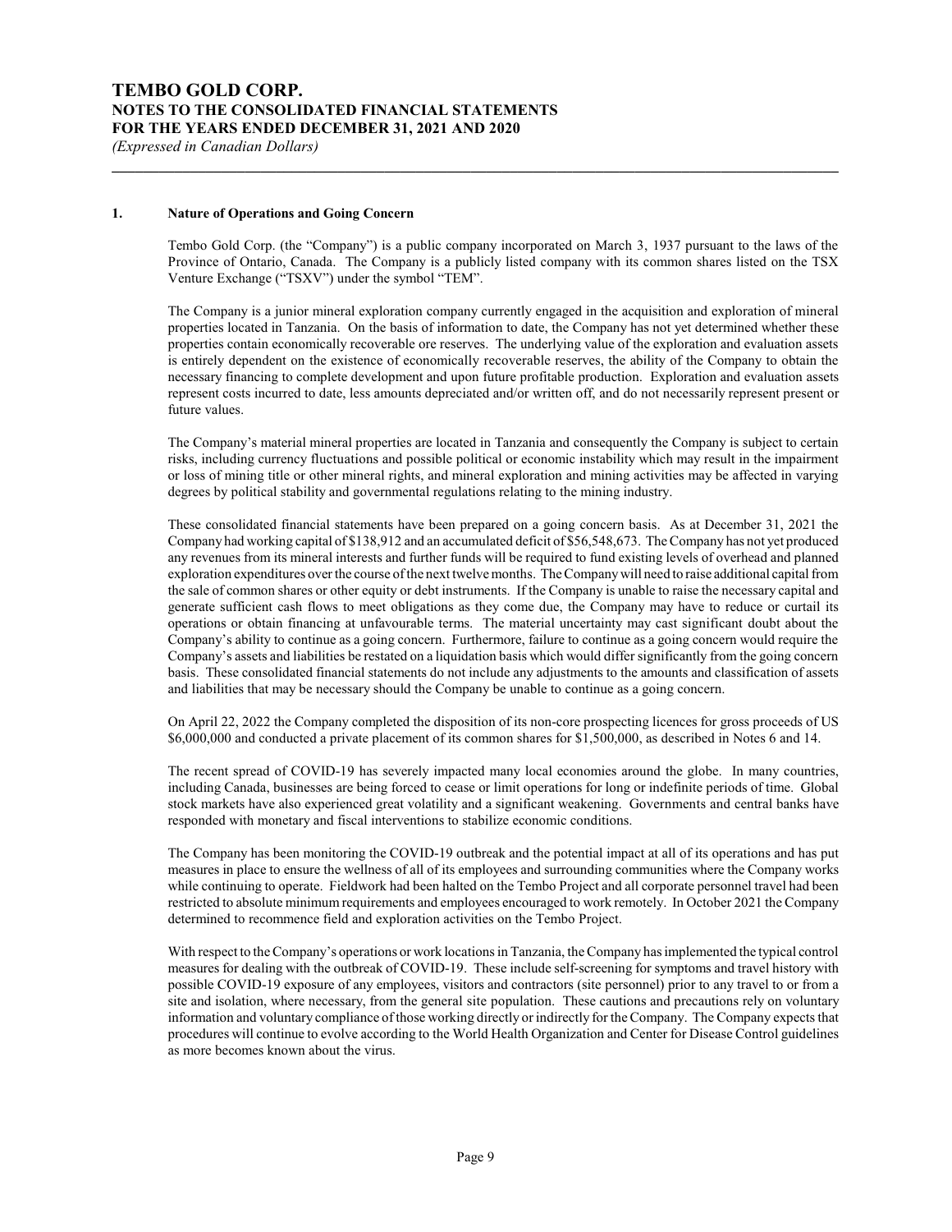## 1. Nature of Operations and Going Concern

Tembo Gold Corp. (the "Company") is a public company incorporated on March 3, 1937 pursuant to the laws of the Province of Ontario, Canada. The Company is a publicly listed company with its common shares listed on the TSX Venture Exchange ("TSXV") under the symbol "TEM".

The Company is a junior mineral exploration company currently engaged in the acquisition and exploration of mineral properties located in Tanzania. On the basis of information to date, the Company has not yet determined whether these properties contain economically recoverable ore reserves. The underlying value of the exploration and evaluation assets is entirely dependent on the existence of economically recoverable reserves, the ability of the Company to obtain the necessary financing to complete development and upon future profitable production. Exploration and evaluation assets represent costs incurred to date, less amounts depreciated and/or written off, and do not necessarily represent present or future values.

The Company's material mineral properties are located in Tanzania and consequently the Company is subject to certain risks, including currency fluctuations and possible political or economic instability which may result in the impairment or loss of mining title or other mineral rights, and mineral exploration and mining activities may be affected in varying degrees by political stability and governmental regulations relating to the mining industry.

These consolidated financial statements have been prepared on a going concern basis. As at December 31, 2021 the Company had working capital of $138,912 and an accumulated deficit of $56,548,673. The Company has not yet produced any revenues from its mineral interests and further funds will be required to fund existing levels of overhead and planned exploration expenditures over the course of the next twelve months. The Company will need to raise additional capital from the sale of common shares or other equity or debt instruments. If the Company is unable to raise the necessary capital and generate sufficient cash flows to meet obligations as they come due, the Company may have to reduce or curtail its operations or obtain financing at unfavourable terms. The material uncertainty may cast significant doubt about the Company's ability to continue as a going concern. Furthermore, failure to continue as a going concern would require the Company's assets and liabilities be restated on a liquidation basis which would differ significantly from the going concern basis. These consolidated financial statements do not include any adjustments to the amounts and classification of assets and liabilities that may be necessary should the Company be unable to continue as a going concern.

On April 22, 2022 the Company completed the disposition of its non-core prospecting licences for gross proceeds of US $6,000,000 and conducted a private placement of its common shares for $1,500,000, as described in Notes 6 and 14.

The recent spread of COVID-19 has severely impacted many local economies around the globe. In many countries, including Canada, businesses are being forced to cease or limit operations for long or indefinite periods of time. Global stock markets have also experienced great volatility and a significant weakening. Governments and central banks have responded with monetary and fiscal interventions to stabilize economic conditions.

The Company has been monitoring the COVID-19 outbreak and the potential impact at all of its operations and has put measures in place to ensure the wellness of all of its employees and surrounding communities where the Company works while continuing to operate. Fieldwork had been halted on the Tembo Project and all corporate personnel travel had been restricted to absolute minimum requirements and employees encouraged to work remotely. In October 2021 the Company determined to recommence field and exploration activities on the Tembo Project.

With respect to the Company's operations or work locations in Tanzania, the Company has implemented the typical control measures for dealing with the outbreak of COVID-19. These include self-screening for symptoms and travel history with possible COVID-19 exposure of any employees, visitors and contractors (site personnel) prior to any travel to or from a site and isolation, where necessary, from the general site population. These cautions and precautions rely on voluntary information and voluntary compliance of those working directly or indirectly for the Company. The Company expects that procedures will continue to evolve according to the World Health Organization and Center for Disease Control guidelines as more becomes known about the virus.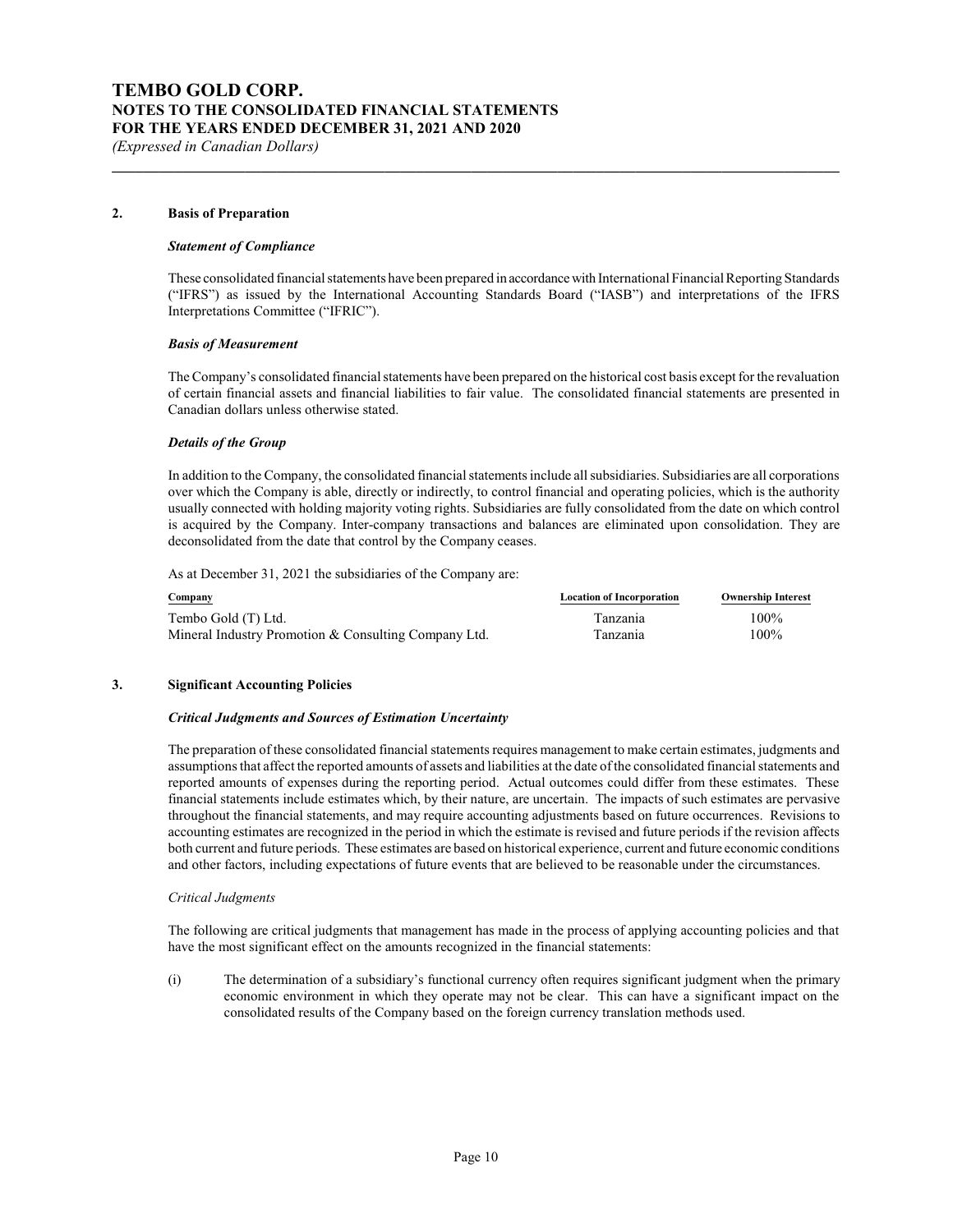## 2. Basis of Preparation

### *Statement of Compliance*

These consolidated financial statements have been prepared in accordance with International Financial Reporting Standards ("IFRS") as issued by the International Accounting Standards Board ("IASB") and interpretations of the IFRS Interpretations Committee ("IFRIC").

### *Basis of Measurement*

The Company's consolidated financial statements have been prepared on the historical cost basis except for the revaluation of certain financial assets and financial liabilities to fair value. The consolidated financial statements are presented in Canadian dollars unless otherwise stated.

### *Details of the Group*

In addition to the Company, the consolidated financial statements include all subsidiaries. Subsidiaries are all corporations over which the Company is able, directly or indirectly, to control financial and operating policies, which is the authority usually connected with holding majority voting rights. Subsidiaries are fully consolidated from the date on which control is acquired by the Company. Inter-company transactions and balances are eliminated upon consolidation. They are deconsolidated from the date that control by the Company ceases.

As at December 31, 2021 the subsidiaries of the Company are:

| Company | Location of Incorporation | Ownership Interest |
|---|---|---|
| Tembo Gold (T) Ltd. | Tanzania | 100% |
| Mineral Industry Promotion & Consulting Company Ltd. | Tanzania | 100% |

## 3. Significant Accounting Policies

### *Critical Judgments and Sources of Estimation Uncertainty*

The preparation of these consolidated financial statements requires management to make certain estimates, judgments and assumptions that affect the reported amounts of assets and liabilities at the date of the consolidated financial statements and reported amounts of expenses during the reporting period. Actual outcomes could differ from these estimates. These financial statements include estimates which, by their nature, are uncertain. The impacts of such estimates are pervasive throughout the financial statements, and may require accounting adjustments based on future occurrences. Revisions to accounting estimates are recognized in the period in which the estimate is revised and future periods if the revision affects both current and future periods. These estimates are based on historical experience, current and future economic conditions and other factors, including expectations of future events that are believed to be reasonable under the circumstances.

*Critical Judgments*

The following are critical judgments that management has made in the process of applying accounting policies and that have the most significant effect on the amounts recognized in the financial statements:

(i) The determination of a subsidiary's functional currency often requires significant judgment when the primary economic environment in which they operate may not be clear. This can have a significant impact on the consolidated results of the Company based on the foreign currency translation methods used.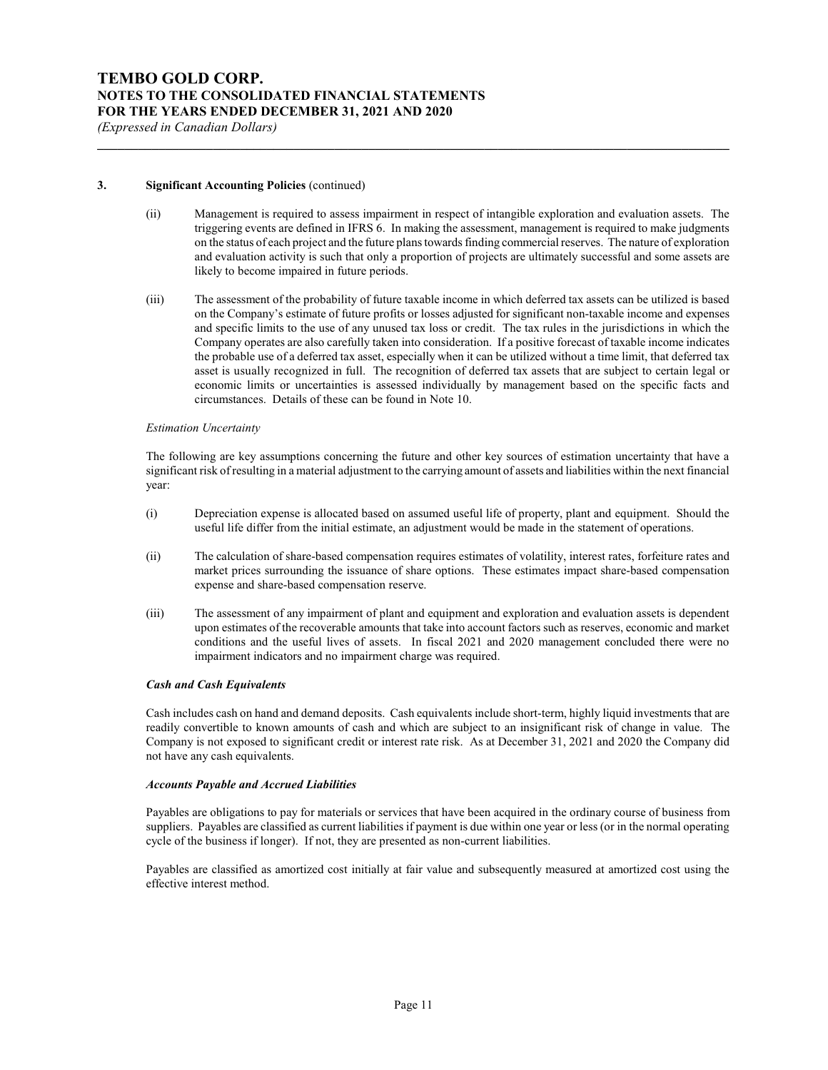## 3. Significant Accounting Policies (continued)

(ii) Management is required to assess impairment in respect of intangible exploration and evaluation assets. The triggering events are defined in IFRS 6. In making the assessment, management is required to make judgments on the status of each project and the future plans towards finding commercial reserves. The nature of exploration and evaluation activity is such that only a proportion of projects are ultimately successful and some assets are likely to become impaired in future periods.

(iii) The assessment of the probability of future taxable income in which deferred tax assets can be utilized is based on the Company's estimate of future profits or losses adjusted for significant non-taxable income and expenses and specific limits to the use of any unused tax loss or credit. The tax rules in the jurisdictions in which the Company operates are also carefully taken into consideration. If a positive forecast of taxable income indicates the probable use of a deferred tax asset, especially when it can be utilized without a time limit, that deferred tax asset is usually recognized in full. The recognition of deferred tax assets that are subject to certain legal or economic limits or uncertainties is assessed individually by management based on the specific facts and circumstances. Details of these can be found in Note 10.

*Estimation Uncertainty*

The following are key assumptions concerning the future and other key sources of estimation uncertainty that have a significant risk of resulting in a material adjustment to the carrying amount of assets and liabilities within the next financial year:

(i) Depreciation expense is allocated based on assumed useful life of property, plant and equipment. Should the useful life differ from the initial estimate, an adjustment would be made in the statement of operations.

(ii) The calculation of share-based compensation requires estimates of volatility, interest rates, forfeiture rates and market prices surrounding the issuance of share options. These estimates impact share-based compensation expense and share-based compensation reserve.

(iii) The assessment of any impairment of plant and equipment and exploration and evaluation assets is dependent upon estimates of the recoverable amounts that take into account factors such as reserves, economic and market conditions and the useful lives of assets. In fiscal 2021 and 2020 management concluded there were no impairment indicators and no impairment charge was required.

***Cash and Cash Equivalents***

Cash includes cash on hand and demand deposits. Cash equivalents include short-term, highly liquid investments that are readily convertible to known amounts of cash and which are subject to an insignificant risk of change in value. The Company is not exposed to significant credit or interest rate risk. As at December 31, 2021 and 2020 the Company did not have any cash equivalents.

***Accounts Payable and Accrued Liabilities***

Payables are obligations to pay for materials or services that have been acquired in the ordinary course of business from suppliers. Payables are classified as current liabilities if payment is due within one year or less (or in the normal operating cycle of the business if longer). If not, they are presented as non-current liabilities.

Payables are classified as amortized cost initially at fair value and subsequently measured at amortized cost using the effective interest method.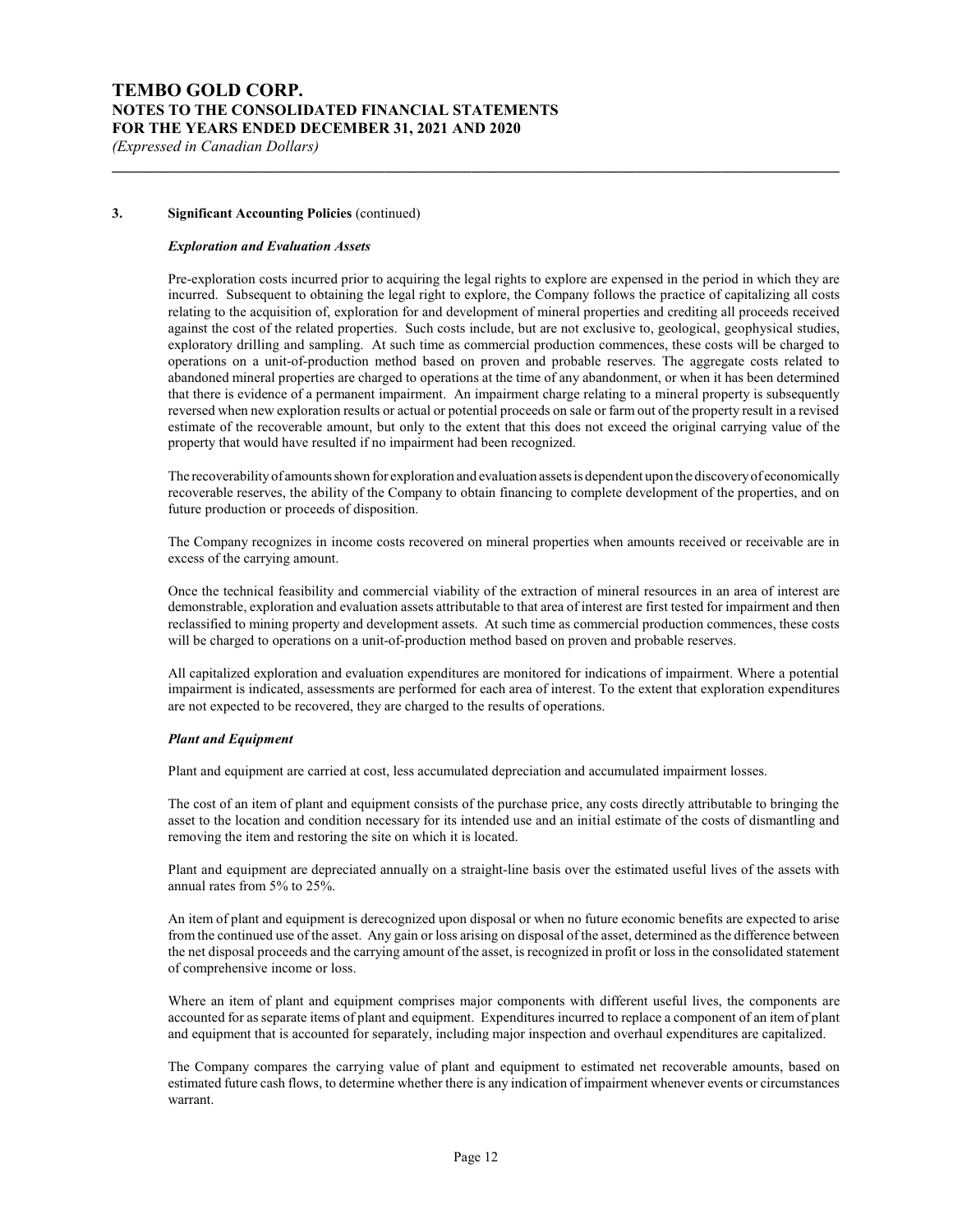### 3. Significant Accounting Policies (continued)

***Exploration and Evaluation Assets***

Pre-exploration costs incurred prior to acquiring the legal rights to explore are expensed in the period in which they are incurred. Subsequent to obtaining the legal right to explore, the Company follows the practice of capitalizing all costs relating to the acquisition of, exploration for and development of mineral properties and crediting all proceeds received against the cost of the related properties. Such costs include, but are not exclusive to, geological, geophysical studies, exploratory drilling and sampling. At such time as commercial production commences, these costs will be charged to operations on a unit-of-production method based on proven and probable reserves. The aggregate costs related to abandoned mineral properties are charged to operations at the time of any abandonment, or when it has been determined that there is evidence of a permanent impairment. An impairment charge relating to a mineral property is subsequently reversed when new exploration results or actual or potential proceeds on sale or farm out of the property result in a revised estimate of the recoverable amount, but only to the extent that this does not exceed the original carrying value of the property that would have resulted if no impairment had been recognized.

The recoverability of amounts shown for exploration and evaluation assets is dependent upon the discovery of economically recoverable reserves, the ability of the Company to obtain financing to complete development of the properties, and on future production or proceeds of disposition.

The Company recognizes in income costs recovered on mineral properties when amounts received or receivable are in excess of the carrying amount.

Once the technical feasibility and commercial viability of the extraction of mineral resources in an area of interest are demonstrable, exploration and evaluation assets attributable to that area of interest are first tested for impairment and then reclassified to mining property and development assets. At such time as commercial production commences, these costs will be charged to operations on a unit-of-production method based on proven and probable reserves.

All capitalized exploration and evaluation expenditures are monitored for indications of impairment. Where a potential impairment is indicated, assessments are performed for each area of interest. To the extent that exploration expenditures are not expected to be recovered, they are charged to the results of operations.

***Plant and Equipment***

Plant and equipment are carried at cost, less accumulated depreciation and accumulated impairment losses.

The cost of an item of plant and equipment consists of the purchase price, any costs directly attributable to bringing the asset to the location and condition necessary for its intended use and an initial estimate of the costs of dismantling and removing the item and restoring the site on which it is located.

Plant and equipment are depreciated annually on a straight-line basis over the estimated useful lives of the assets with annual rates from 5% to 25%.

An item of plant and equipment is derecognized upon disposal or when no future economic benefits are expected to arise from the continued use of the asset. Any gain or loss arising on disposal of the asset, determined as the difference between the net disposal proceeds and the carrying amount of the asset, is recognized in profit or loss in the consolidated statement of comprehensive income or loss.

Where an item of plant and equipment comprises major components with different useful lives, the components are accounted for as separate items of plant and equipment. Expenditures incurred to replace a component of an item of plant and equipment that is accounted for separately, including major inspection and overhaul expenditures are capitalized.

The Company compares the carrying value of plant and equipment to estimated net recoverable amounts, based on estimated future cash flows, to determine whether there is any indication of impairment whenever events or circumstances warrant.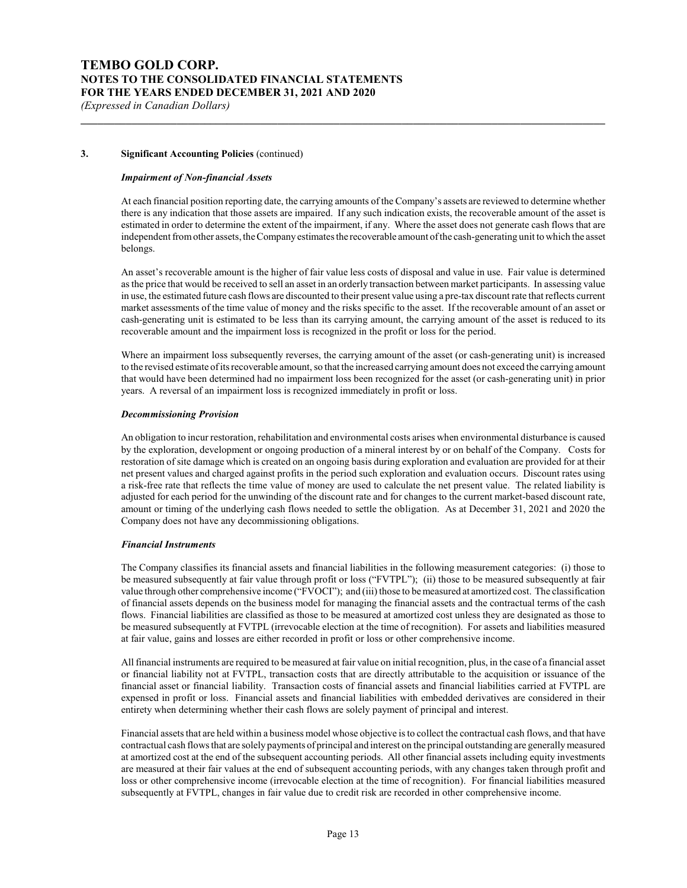### 3. Significant Accounting Policies (continued)

#### *Impairment of Non-financial Assets*

At each financial position reporting date, the carrying amounts of the Company's assets are reviewed to determine whether there is any indication that those assets are impaired. If any such indication exists, the recoverable amount of the asset is estimated in order to determine the extent of the impairment, if any. Where the asset does not generate cash flows that are independent from other assets, the Company estimates the recoverable amount of the cash-generating unit to which the asset belongs.

An asset's recoverable amount is the higher of fair value less costs of disposal and value in use. Fair value is determined as the price that would be received to sell an asset in an orderly transaction between market participants. In assessing value in use, the estimated future cash flows are discounted to their present value using a pre-tax discount rate that reflects current market assessments of the time value of money and the risks specific to the asset. If the recoverable amount of an asset or cash-generating unit is estimated to be less than its carrying amount, the carrying amount of the asset is reduced to its recoverable amount and the impairment loss is recognized in the profit or loss for the period.

Where an impairment loss subsequently reverses, the carrying amount of the asset (or cash-generating unit) is increased to the revised estimate of its recoverable amount, so that the increased carrying amount does not exceed the carrying amount that would have been determined had no impairment loss been recognized for the asset (or cash-generating unit) in prior years. A reversal of an impairment loss is recognized immediately in profit or loss.

#### *Decommissioning Provision*

An obligation to incur restoration, rehabilitation and environmental costs arises when environmental disturbance is caused by the exploration, development or ongoing production of a mineral interest by or on behalf of the Company. Costs for restoration of site damage which is created on an ongoing basis during exploration and evaluation are provided for at their net present values and charged against profits in the period such exploration and evaluation occurs. Discount rates using a risk-free rate that reflects the time value of money are used to calculate the net present value. The related liability is adjusted for each period for the unwinding of the discount rate and for changes to the current market-based discount rate, amount or timing of the underlying cash flows needed to settle the obligation. As at December 31, 2021 and 2020 the Company does not have any decommissioning obligations.

#### *Financial Instruments*

The Company classifies its financial assets and financial liabilities in the following measurement categories: (i) those to be measured subsequently at fair value through profit or loss ("FVTPL"); (ii) those to be measured subsequently at fair value through other comprehensive income ("FVOCI"); and (iii) those to be measured at amortized cost. The classification of financial assets depends on the business model for managing the financial assets and the contractual terms of the cash flows. Financial liabilities are classified as those to be measured at amortized cost unless they are designated as those to be measured subsequently at FVTPL (irrevocable election at the time of recognition). For assets and liabilities measured at fair value, gains and losses are either recorded in profit or loss or other comprehensive income.

All financial instruments are required to be measured at fair value on initial recognition, plus, in the case of a financial asset or financial liability not at FVTPL, transaction costs that are directly attributable to the acquisition or issuance of the financial asset or financial liability. Transaction costs of financial assets and financial liabilities carried at FVTPL are expensed in profit or loss. Financial assets and financial liabilities with embedded derivatives are considered in their entirety when determining whether their cash flows are solely payment of principal and interest.

Financial assets that are held within a business model whose objective is to collect the contractual cash flows, and that have contractual cash flows that are solely payments of principal and interest on the principal outstanding are generally measured at amortized cost at the end of the subsequent accounting periods. All other financial assets including equity investments are measured at their fair values at the end of subsequent accounting periods, with any changes taken through profit and loss or other comprehensive income (irrevocable election at the time of recognition). For financial liabilities measured subsequently at FVTPL, changes in fair value due to credit risk are recorded in other comprehensive income.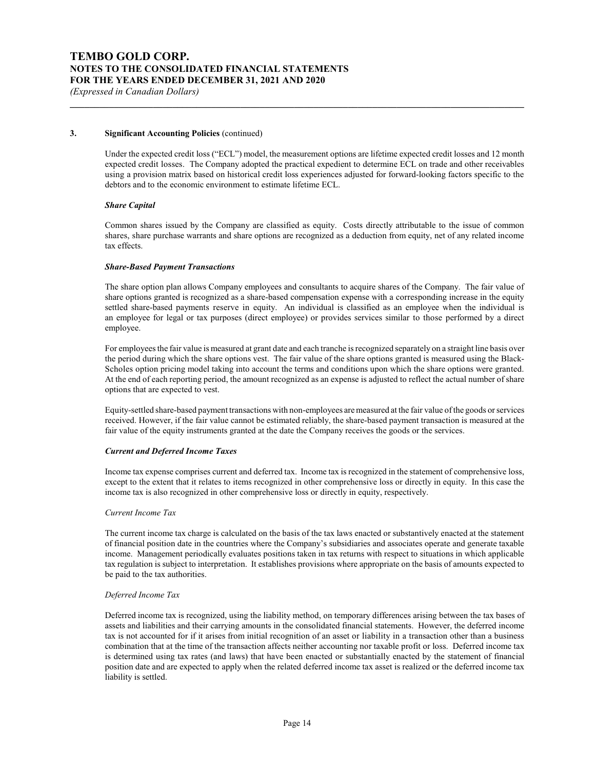### 3. Significant Accounting Policies (continued)

Under the expected credit loss ("ECL") model, the measurement options are lifetime expected credit losses and 12 month expected credit losses. The Company adopted the practical expedient to determine ECL on trade and other receivables using a provision matrix based on historical credit loss experiences adjusted for forward-looking factors specific to the debtors and to the economic environment to estimate lifetime ECL.

***Share Capital***

Common shares issued by the Company are classified as equity. Costs directly attributable to the issue of common shares, share purchase warrants and share options are recognized as a deduction from equity, net of any related income tax effects.

***Share-Based Payment Transactions***

The share option plan allows Company employees and consultants to acquire shares of the Company. The fair value of share options granted is recognized as a share-based compensation expense with a corresponding increase in the equity settled share-based payments reserve in equity. An individual is classified as an employee when the individual is an employee for legal or tax purposes (direct employee) or provides services similar to those performed by a direct employee.

For employees the fair value is measured at grant date and each tranche is recognized separately on a straight line basis over the period during which the share options vest. The fair value of the share options granted is measured using the Black-Scholes option pricing model taking into account the terms and conditions upon which the share options were granted. At the end of each reporting period, the amount recognized as an expense is adjusted to reflect the actual number of share options that are expected to vest.

Equity-settled share-based payment transactions with non-employees are measured at the fair value of the goods or services received. However, if the fair value cannot be estimated reliably, the share-based payment transaction is measured at the fair value of the equity instruments granted at the date the Company receives the goods or the services.

***Current and Deferred Income Taxes***

Income tax expense comprises current and deferred tax. Income tax is recognized in the statement of comprehensive loss, except to the extent that it relates to items recognized in other comprehensive loss or directly in equity. In this case the income tax is also recognized in other comprehensive loss or directly in equity, respectively.

*Current Income Tax*

The current income tax charge is calculated on the basis of the tax laws enacted or substantively enacted at the statement of financial position date in the countries where the Company's subsidiaries and associates operate and generate taxable income. Management periodically evaluates positions taken in tax returns with respect to situations in which applicable tax regulation is subject to interpretation. It establishes provisions where appropriate on the basis of amounts expected to be paid to the tax authorities.

*Deferred Income Tax*

Deferred income tax is recognized, using the liability method, on temporary differences arising between the tax bases of assets and liabilities and their carrying amounts in the consolidated financial statements. However, the deferred income tax is not accounted for if it arises from initial recognition of an asset or liability in a transaction other than a business combination that at the time of the transaction affects neither accounting nor taxable profit or loss. Deferred income tax is determined using tax rates (and laws) that have been enacted or substantially enacted by the statement of financial position date and are expected to apply when the related deferred income tax asset is realized or the deferred income tax liability is settled.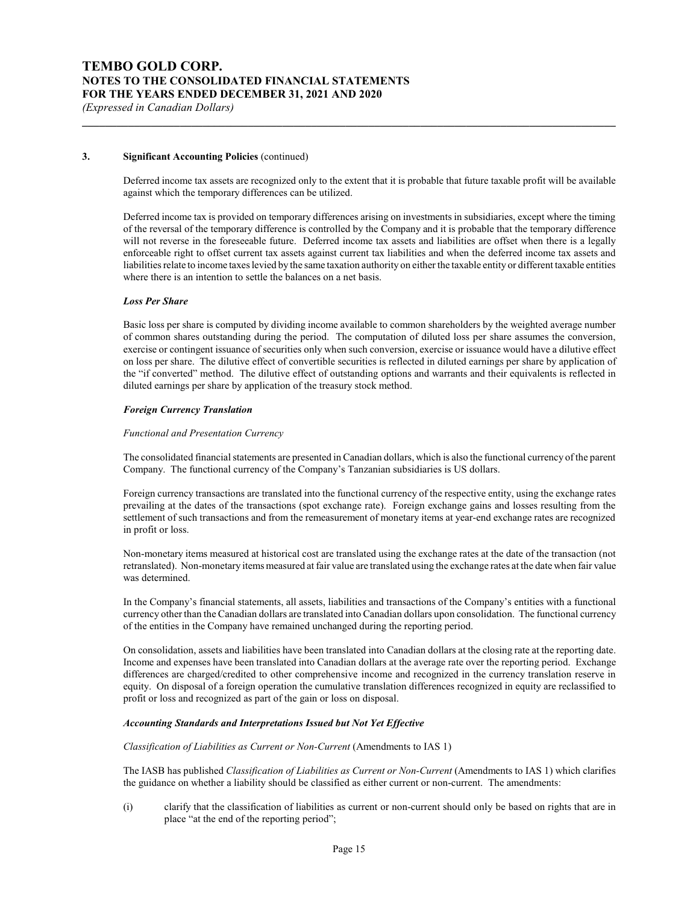### 3. Significant Accounting Policies (continued)

Deferred income tax assets are recognized only to the extent that it is probable that future taxable profit will be available against which the temporary differences can be utilized.

Deferred income tax is provided on temporary differences arising on investments in subsidiaries, except where the timing of the reversal of the temporary difference is controlled by the Company and it is probable that the temporary difference will not reverse in the foreseeable future. Deferred income tax assets and liabilities are offset when there is a legally enforceable right to offset current tax assets against current tax liabilities and when the deferred income tax assets and liabilities relate to income taxes levied by the same taxation authority on either the taxable entity or different taxable entities where there is an intention to settle the balances on a net basis.

***Loss Per Share***

Basic loss per share is computed by dividing income available to common shareholders by the weighted average number of common shares outstanding during the period. The computation of diluted loss per share assumes the conversion, exercise or contingent issuance of securities only when such conversion, exercise or issuance would have a dilutive effect on loss per share. The dilutive effect of convertible securities is reflected in diluted earnings per share by application of the "if converted" method. The dilutive effect of outstanding options and warrants and their equivalents is reflected in diluted earnings per share by application of the treasury stock method.

***Foreign Currency Translation***

*Functional and Presentation Currency*

The consolidated financial statements are presented in Canadian dollars, which is also the functional currency of the parent Company. The functional currency of the Company's Tanzanian subsidiaries is US dollars.

Foreign currency transactions are translated into the functional currency of the respective entity, using the exchange rates prevailing at the dates of the transactions (spot exchange rate). Foreign exchange gains and losses resulting from the settlement of such transactions and from the remeasurement of monetary items at year-end exchange rates are recognized in profit or loss.

Non-monetary items measured at historical cost are translated using the exchange rates at the date of the transaction (not retranslated). Non-monetary items measured at fair value are translated using the exchange rates at the date when fair value was determined.

In the Company's financial statements, all assets, liabilities and transactions of the Company's entities with a functional currency other than the Canadian dollars are translated into Canadian dollars upon consolidation. The functional currency of the entities in the Company have remained unchanged during the reporting period.

On consolidation, assets and liabilities have been translated into Canadian dollars at the closing rate at the reporting date. Income and expenses have been translated into Canadian dollars at the average rate over the reporting period. Exchange differences are charged/credited to other comprehensive income and recognized in the currency translation reserve in equity. On disposal of a foreign operation the cumulative translation differences recognized in equity are reclassified to profit or loss and recognized as part of the gain or loss on disposal.

***Accounting Standards and Interpretations Issued but Not Yet Effective***

*Classification of Liabilities as Current or Non-Current* (Amendments to IAS 1)

The IASB has published *Classification of Liabilities as Current or Non-Current* (Amendments to IAS 1) which clarifies the guidance on whether a liability should be classified as either current or non-current. The amendments:

(i) clarify that the classification of liabilities as current or non-current should only be based on rights that are in place "at the end of the reporting period";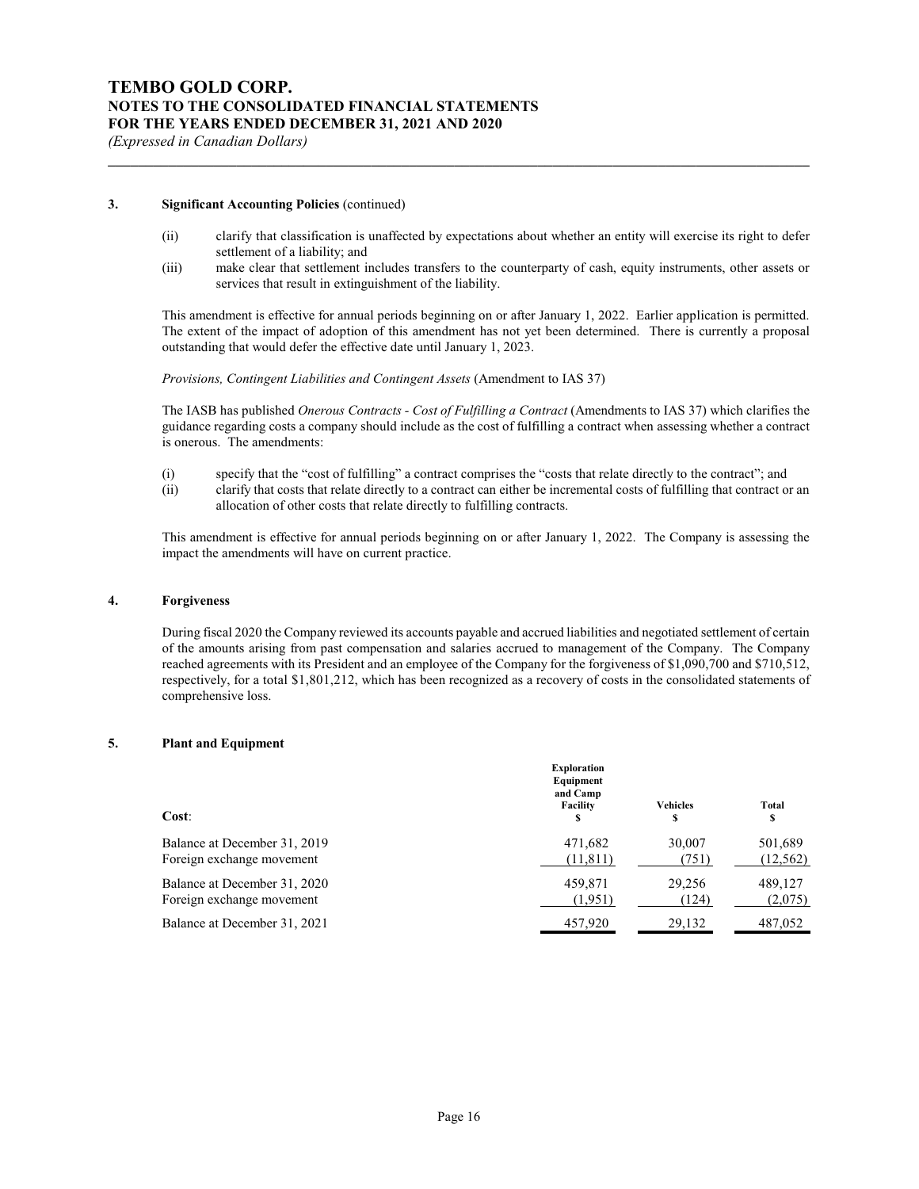### 3. Significant Accounting Policies (continued)

(ii) clarify that classification is unaffected by expectations about whether an entity will exercise its right to defer settlement of a liability; and

(iii) make clear that settlement includes transfers to the counterparty of cash, equity instruments, other assets or services that result in extinguishment of the liability.

This amendment is effective for annual periods beginning on or after January 1, 2022. Earlier application is permitted. The extent of the impact of adoption of this amendment has not yet been determined. There is currently a proposal outstanding that would defer the effective date until January 1, 2023.

*Provisions, Contingent Liabilities and Contingent Assets* (Amendment to IAS 37)

The IASB has published *Onerous Contracts - Cost of Fulfilling a Contract* (Amendments to IAS 37) which clarifies the guidance regarding costs a company should include as the cost of fulfilling a contract when assessing whether a contract is onerous. The amendments:

(i) specify that the "cost of fulfilling" a contract comprises the "costs that relate directly to the contract"; and

(ii) clarify that costs that relate directly to a contract can either be incremental costs of fulfilling that contract or an allocation of other costs that relate directly to fulfilling contracts.

This amendment is effective for annual periods beginning on or after January 1, 2022. The Company is assessing the impact the amendments will have on current practice.

### 4. Forgiveness

During fiscal 2020 the Company reviewed its accounts payable and accrued liabilities and negotiated settlement of certain of the amounts arising from past compensation and salaries accrued to management of the Company. The Company reached agreements with its President and an employee of the Company for the forgiveness of $1,090,700 and $710,512, respectively, for a total $1,801,212, which has been recognized as a recovery of costs in the consolidated statements of comprehensive loss.

### 5. Plant and Equipment

| Cost: | Exploration Equipment and Camp Facility $ | Vehicles $ | Total $ |
|---|---|---|---|
| Balance at December 31, 2019 | 471,682 | 30,007 | 501,689 |
| Foreign exchange movement | (11,811) | (751) | (12,562) |
| Balance at December 31, 2020 | 459,871 | 29,256 | 489,127 |
| Foreign exchange movement | (1,951) | (124) | (2,075) |
| Balance at December 31, 2021 | 457,920 | 29,132 | 487,052 |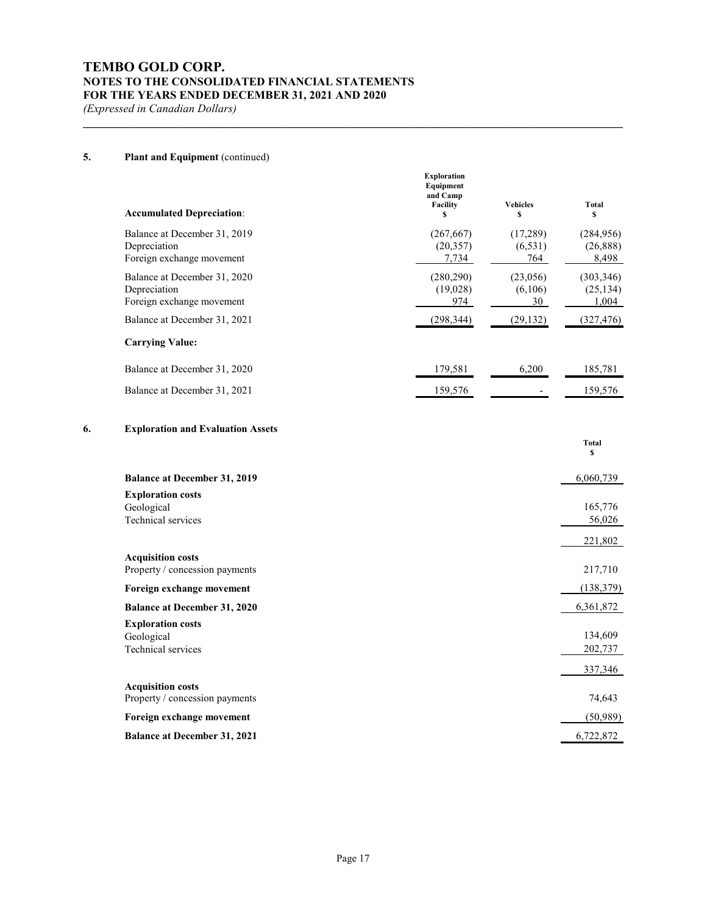# TEMBO GOLD CORP.
## NOTES TO THE CONSOLIDATED FINANCIAL STATEMENTS
## FOR THE YEARS ENDED DECEMBER 31, 2021 AND 2020
*(Expressed in Canadian Dollars)*

### 5. Plant and Equipment (continued)

| **Accumulated Depreciation**: | Exploration Equipment and Camp Facility $ | Vehicles $ | Total $ |
|---|---|---|---|
| Balance at December 31, 2019 | (267,667) | (17,289) | (284,956) |
| Depreciation | (20,357) | (6,531) | (26,888) |
| Foreign exchange movement | 7,734 | 764 | 8,498 |
| Balance at December 31, 2020 | (280,290) | (23,056) | (303,346) |
| Depreciation | (19,028) | (6,106) | (25,134) |
| Foreign exchange movement | 974 | 30 | 1,004 |
| Balance at December 31, 2021 | (298,344) | (29,132) | (327,476) |
| **Carrying Value:** | | | |
| Balance at December 31, 2020 | 179,581 | 6,200 | 185,781 |
| Balance at December 31, 2021 | 159,576 | - | 159,576 |

### 6. Exploration and Evaluation Assets

| | Total $ |
|---|---|
| **Balance at December 31, 2019** | 6,060,739 |
| **Exploration costs** | |
| Geological | 165,776 |
| Technical services | 56,026 |
| | 221,802 |
| **Acquisition costs** | |
| Property / concession payments | 217,710 |
| **Foreign exchange movement** | (138,379) |
| **Balance at December 31, 2020** | 6,361,872 |
| **Exploration costs** | |
| Geological | 134,609 |
| Technical services | 202,737 |
| | 337,346 |
| **Acquisition costs** | |
| Property / concession payments | 74,643 |
| **Foreign exchange movement** | (50,989) |
| **Balance at December 31, 2021** | 6,722,872 |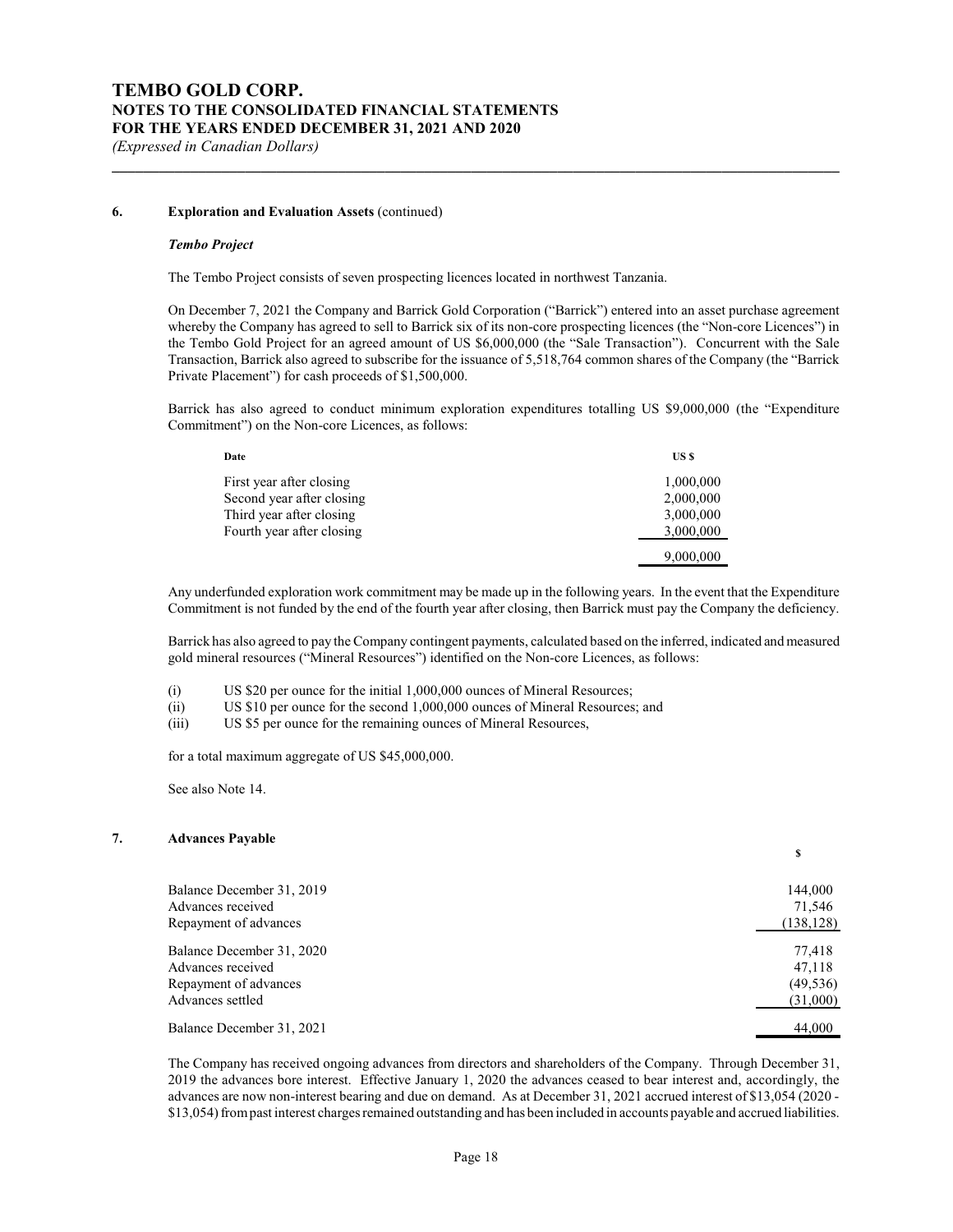## 6. Exploration and Evaluation Assets (continued)

### *Tembo Project*

The Tembo Project consists of seven prospecting licences located in northwest Tanzania.

On December 7, 2021 the Company and Barrick Gold Corporation ("Barrick") entered into an asset purchase agreement whereby the Company has agreed to sell to Barrick six of its non-core prospecting licences (the "Non-core Licences") in the Tembo Gold Project for an agreed amount of US $6,000,000 (the "Sale Transaction"). Concurrent with the Sale Transaction, Barrick also agreed to subscribe for the issuance of 5,518,764 common shares of the Company (the "Barrick Private Placement") for cash proceeds of $1,500,000.

Barrick has also agreed to conduct minimum exploration expenditures totalling US $9,000,000 (the "Expenditure Commitment") on the Non-core Licences, as follows:

| Date | US $ |
|---|---|
| First year after closing | 1,000,000 |
| Second year after closing | 2,000,000 |
| Third year after closing | 3,000,000 |
| Fourth year after closing | 3,000,000 |
| | 9,000,000 |

Any underfunded exploration work commitment may be made up in the following years. In the event that the Expenditure Commitment is not funded by the end of the fourth year after closing, then Barrick must pay the Company the deficiency.

Barrick has also agreed to pay the Company contingent payments, calculated based on the inferred, indicated and measured gold mineral resources ("Mineral Resources") identified on the Non-core Licences, as follows:

- (i) US $20 per ounce for the initial 1,000,000 ounces of Mineral Resources;
- (ii) US $10 per ounce for the second 1,000,000 ounces of Mineral Resources; and
- (iii) US $5 per ounce for the remaining ounces of Mineral Resources,

for a total maximum aggregate of US $45,000,000.

See also Note 14.

## 7. Advances Payable

| | $ |
|---|---|
| Balance December 31, 2019 | 144,000 |
| Advances received | 71,546 |
| Repayment of advances | (138,128) |
| Balance December 31, 2020 | 77,418 |
| Advances received | 47,118 |
| Repayment of advances | (49,536) |
| Advances settled | (31,000) |
| Balance December 31, 2021 | 44,000 |

The Company has received ongoing advances from directors and shareholders of the Company. Through December 31, 2019 the advances bore interest. Effective January 1, 2020 the advances ceased to bear interest and, accordingly, the advances are now non-interest bearing and due on demand. As at December 31, 2021 accrued interest of $13,054 (2020 - $13,054) from past interest charges remained outstanding and has been included in accounts payable and accrued liabilities.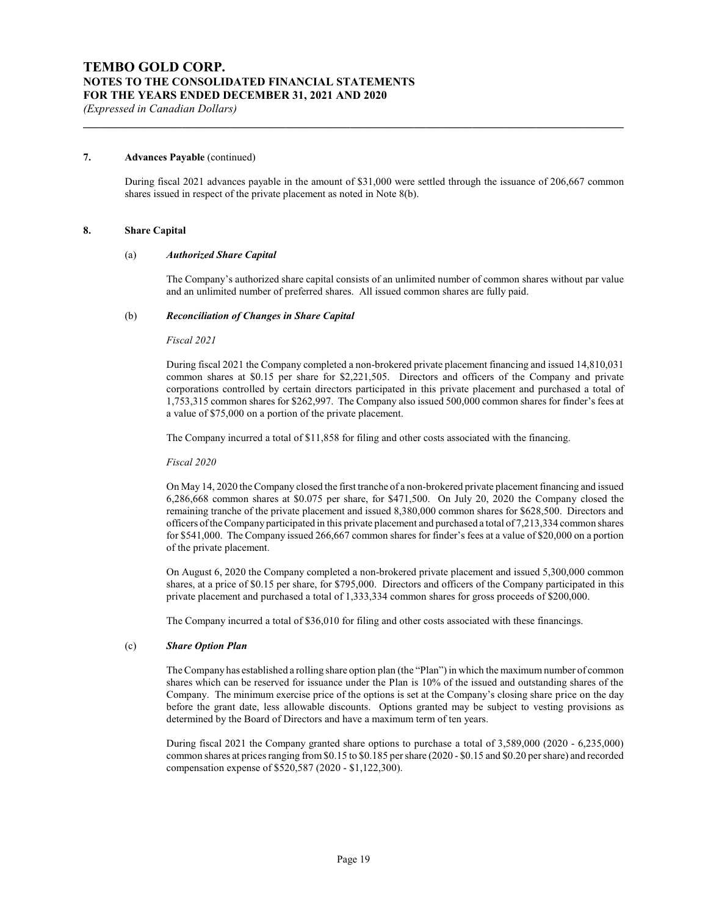### 7. Advances Payable (continued)

During fiscal 2021 advances payable in the amount of \$31,000 were settled through the issuance of 206,667 common shares issued in respect of the private placement as noted in Note 8(b).

### 8. Share Capital

#### (a) *Authorized Share Capital*

The Company's authorized share capital consists of an unlimited number of common shares without par value and an unlimited number of preferred shares. All issued common shares are fully paid.

#### (b) *Reconciliation of Changes in Share Capital*

*Fiscal 2021*

During fiscal 2021 the Company completed a non-brokered private placement financing and issued 14,810,031 common shares at \$0.15 per share for \$2,221,505. Directors and officers of the Company and private corporations controlled by certain directors participated in this private placement and purchased a total of 1,753,315 common shares for \$262,997. The Company also issued 500,000 common shares for finder's fees at a value of \$75,000 on a portion of the private placement.

The Company incurred a total of \$11,858 for filing and other costs associated with the financing.

*Fiscal 2020*

On May 14, 2020 the Company closed the first tranche of a non-brokered private placement financing and issued 6,286,668 common shares at \$0.075 per share, for \$471,500. On July 20, 2020 the Company closed the remaining tranche of the private placement and issued 8,380,000 common shares for \$628,500. Directors and officers of the Company participated in this private placement and purchased a total of 7,213,334 common shares for \$541,000. The Company issued 266,667 common shares for finder's fees at a value of \$20,000 on a portion of the private placement.

On August 6, 2020 the Company completed a non-brokered private placement and issued 5,300,000 common shares, at a price of \$0.15 per share, for \$795,000. Directors and officers of the Company participated in this private placement and purchased a total of 1,333,334 common shares for gross proceeds of \$200,000.

The Company incurred a total of \$36,010 for filing and other costs associated with these financings.

#### (c) *Share Option Plan*

The Company has established a rolling share option plan (the "Plan") in which the maximum number of common shares which can be reserved for issuance under the Plan is 10% of the issued and outstanding shares of the Company. The minimum exercise price of the options is set at the Company's closing share price on the day before the grant date, less allowable discounts. Options granted may be subject to vesting provisions as determined by the Board of Directors and have a maximum term of ten years.

During fiscal 2021 the Company granted share options to purchase a total of 3,589,000 (2020 - 6,235,000) common shares at prices ranging from \$0.15 to \$0.185 per share (2020 - \$0.15 and \$0.20 per share) and recorded compensation expense of \$520,587 (2020 - \$1,122,300).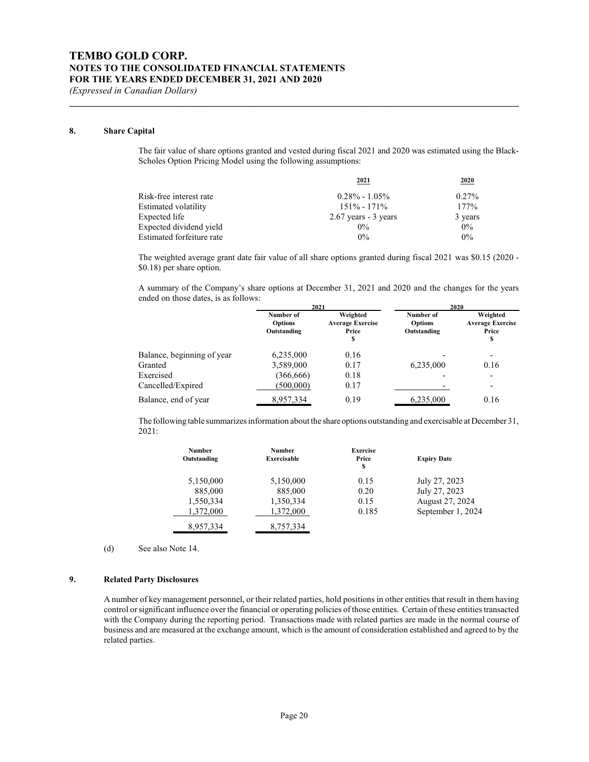## 8. Share Capital

The fair value of share options granted and vested during fiscal 2021 and 2020 was estimated using the Black-Scholes Option Pricing Model using the following assumptions:

| | 2021 | 2020 |
|---|---|---|
| Risk-free interest rate | 0.28% - 1.05% | 0.27% |
| Estimated volatility | 151% - 171% | 177% |
| Expected life | 2.67 years - 3 years | 3 years |
| Expected dividend yield | 0% | 0% |
| Estimated forfeiture rate | 0% | 0% |

The weighted average grant date fair value of all share options granted during fiscal 2021 was $0.15 (2020 - $0.18) per share option.

A summary of the Company's share options at December 31, 2021 and 2020 and the changes for the years ended on those dates, is as follows:

| | 2021 | | 2020 | |
|---|---|---|---|---|
| | Number of Options Outstanding | Weighted Average Exercise Price $ | Number of Options Outstanding | Weighted Average Exercise Price $ |
| Balance, beginning of year | 6,235,000 | 0.16 | - | - |
| Granted | 3,589,000 | 0.17 | 6,235,000 | 0.16 |
| Exercised | (366,666) | 0.18 | - | - |
| Cancelled/Expired | (500,000) | 0.17 | - | - |
| Balance, end of year | 8,957,334 | 0.19 | 6,235,000 | 0.16 |

The following table summarizes information about the share options outstanding and exercisable at December 31, 2021:

| Number Outstanding | Number Exercisable | Exercise Price $ | Expiry Date |
|---|---|---|---|
| 5,150,000 | 5,150,000 | 0.15 | July 27, 2023 |
| 885,000 | 885,000 | 0.20 | July 27, 2023 |
| 1,550,334 | 1,350,334 | 0.15 | August 27, 2024 |
| 1,372,000 | 1,372,000 | 0.185 | September 1, 2024 |
| 8,957,334 | 8,757,334 | | |

(d) See also Note 14.

## 9. Related Party Disclosures

A number of key management personnel, or their related parties, hold positions in other entities that result in them having control or significant influence over the financial or operating policies of those entities. Certain of these entities transacted with the Company during the reporting period. Transactions made with related parties are made in the normal course of business and are measured at the exchange amount, which is the amount of consideration established and agreed to by the related parties.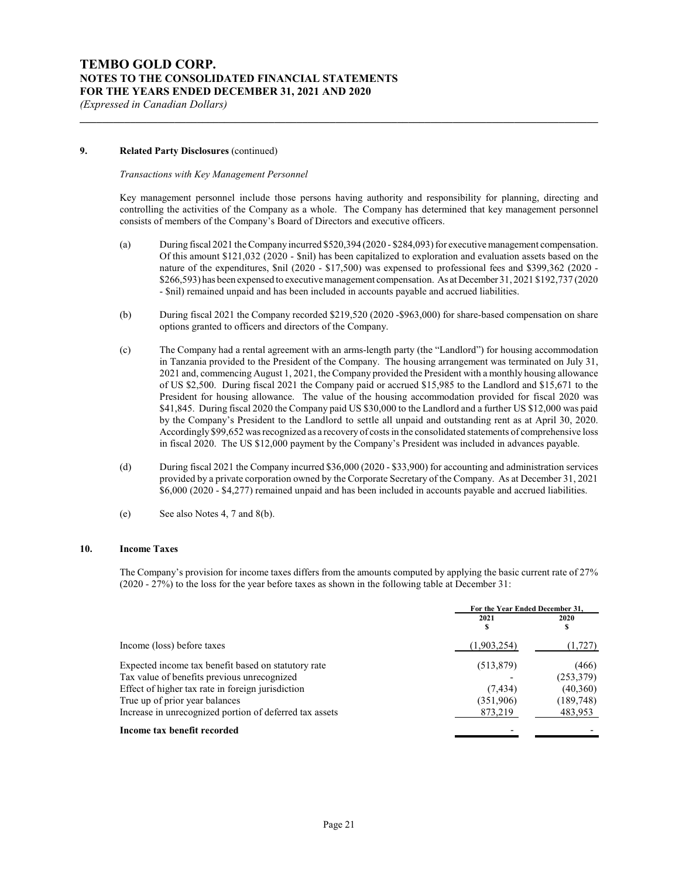### 9. Related Party Disclosures (continued)

*Transactions with Key Management Personnel*

Key management personnel include those persons having authority and responsibility for planning, directing and controlling the activities of the Company as a whole. The Company has determined that key management personnel consists of members of the Company's Board of Directors and executive officers.

(a) During fiscal 2021 the Company incurred $520,394 (2020 - $284,093) for executive management compensation. Of this amount $121,032 (2020 - $nil) has been capitalized to exploration and evaluation assets based on the nature of the expenditures, $nil (2020 - $17,500) was expensed to professional fees and $399,362 (2020 - $266,593) has been expensed to executive management compensation. As at December 31, 2021 $192,737 (2020 - $nil) remained unpaid and has been included in accounts payable and accrued liabilities.

(b) During fiscal 2021 the Company recorded $219,520 (2020 -$963,000) for share-based compensation on share options granted to officers and directors of the Company.

(c) The Company had a rental agreement with an arms-length party (the "Landlord") for housing accommodation in Tanzania provided to the President of the Company. The housing arrangement was terminated on July 31, 2021 and, commencing August 1, 2021, the Company provided the President with a monthly housing allowance of US $2,500. During fiscal 2021 the Company paid or accrued $15,985 to the Landlord and $15,671 to the President for housing allowance. The value of the housing accommodation provided for fiscal 2020 was $41,845. During fiscal 2020 the Company paid US $30,000 to the Landlord and a further US $12,000 was paid by the Company's President to the Landlord to settle all unpaid and outstanding rent as at April 30, 2020. Accordingly $99,652 was recognized as a recovery of costs in the consolidated statements of comprehensive loss in fiscal 2020. The US $12,000 payment by the Company's President was included in advances payable.

(d) During fiscal 2021 the Company incurred $36,000 (2020 - $33,900) for accounting and administration services provided by a private corporation owned by the Corporate Secretary of the Company. As at December 31, 2021 $6,000 (2020 - $4,277) remained unpaid and has been included in accounts payable and accrued liabilities.

(e) See also Notes 4, 7 and 8(b).

### 10. Income Taxes

The Company's provision for income taxes differs from the amounts computed by applying the basic current rate of 27% (2020 - 27%) to the loss for the year before taxes as shown in the following table at December 31:

| | For the Year Ended December 31, | |
|---|---|---|
| | 2021<br>$ | 2020<br>$ |
| Income (loss) before taxes | (1,903,254) | (1,727) |
| Expected income tax benefit based on statutory rate | (513,879) | (466) |
| Tax value of benefits previous unrecognized | - | (253,379) |
| Effect of higher tax rate in foreign jurisdiction | (7,434) | (40,360) |
| True up of prior year balances | (351,906) | (189,748) |
| Increase in unrecognized portion of deferred tax assets | 873,219 | 483,953 |
| **Income tax benefit recorded** | - | - |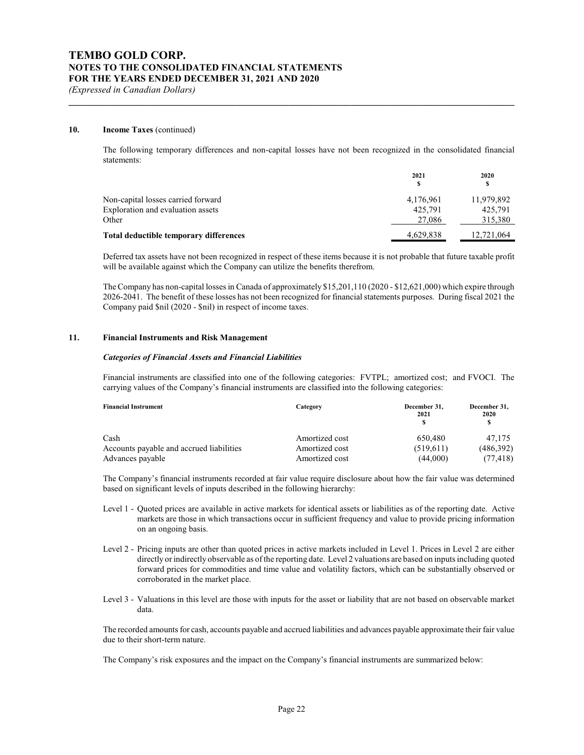#### 10. Income Taxes (continued)

The following temporary differences and non-capital losses have not been recognized in the consolidated financial statements:

| | 2021<br>$ | 2020<br>$ |
|---|---|---|
| Non-capital losses carried forward | 4,176,961 | 11,979,892 |
| Exploration and evaluation assets | 425,791 | 425,791 |
| Other | 27,086 | 315,380 |
| **Total deductible temporary differences** | 4,629,838 | 12,721,064 |

Deferred tax assets have not been recognized in respect of these items because it is not probable that future taxable profit will be available against which the Company can utilize the benefits therefrom.

The Company has non-capital losses in Canada of approximately $15,201,110 (2020 - $12,621,000) which expire through 2026-2041. The benefit of these losses has not been recognized for financial statements purposes. During fiscal 2021 the Company paid $nil (2020 - $nil) in respect of income taxes.

#### 11. Financial Instruments and Risk Management

***Categories of Financial Assets and Financial Liabilities***

Financial instruments are classified into one of the following categories: FVTPL; amortized cost; and FVOCI. The carrying values of the Company's financial instruments are classified into the following categories:

| Financial Instrument | Category | December 31, 2021<br>$ | December 31, 2020<br>$ |
|---|---|---|---|
| Cash | Amortized cost | 650,480 | 47,175 |
| Accounts payable and accrued liabilities | Amortized cost | (519,611) | (486,392) |
| Advances payable | Amortized cost | (44,000) | (77,418) |

The Company's financial instruments recorded at fair value require disclosure about how the fair value was determined based on significant levels of inputs described in the following hierarchy:

- Level 1 - Quoted prices are available in active markets for identical assets or liabilities as of the reporting date. Active markets are those in which transactions occur in sufficient frequency and value to provide pricing information on an ongoing basis.
- Level 2 - Pricing inputs are other than quoted prices in active markets included in Level 1. Prices in Level 2 are either directly or indirectly observable as of the reporting date. Level 2 valuations are based on inputs including quoted forward prices for commodities and time value and volatility factors, which can be substantially observed or corroborated in the market place.
- Level 3 - Valuations in this level are those with inputs for the asset or liability that are not based on observable market data.

The recorded amounts for cash, accounts payable and accrued liabilities and advances payable approximate their fair value due to their short-term nature.

The Company's risk exposures and the impact on the Company's financial instruments are summarized below: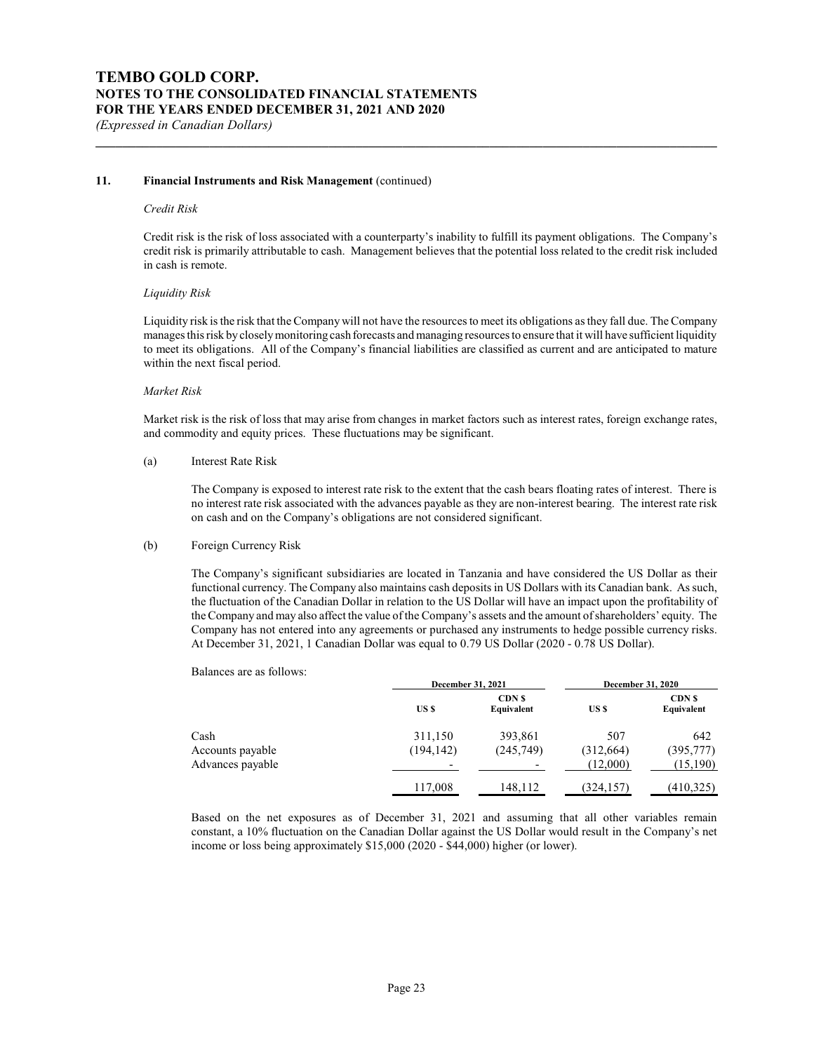### 11. Financial Instruments and Risk Management (continued)

*Credit Risk*

Credit risk is the risk of loss associated with a counterparty's inability to fulfill its payment obligations. The Company's credit risk is primarily attributable to cash. Management believes that the potential loss related to the credit risk included in cash is remote.

*Liquidity Risk*

Liquidity risk is the risk that the Company will not have the resources to meet its obligations as they fall due. The Company manages this risk by closely monitoring cash forecasts and managing resources to ensure that it will have sufficient liquidity to meet its obligations. All of the Company's financial liabilities are classified as current and are anticipated to mature within the next fiscal period.

*Market Risk*

Market risk is the risk of loss that may arise from changes in market factors such as interest rates, foreign exchange rates, and commodity and equity prices. These fluctuations may be significant.

(a) Interest Rate Risk

The Company is exposed to interest rate risk to the extent that the cash bears floating rates of interest. There is no interest rate risk associated with the advances payable as they are non-interest bearing. The interest rate risk on cash and on the Company's obligations are not considered significant.

(b) Foreign Currency Risk

The Company's significant subsidiaries are located in Tanzania and have considered the US Dollar as their functional currency. The Company also maintains cash deposits in US Dollars with its Canadian bank. As such, the fluctuation of the Canadian Dollar in relation to the US Dollar will have an impact upon the profitability of the Company and may also affect the value of the Company's assets and the amount of shareholders' equity. The Company has not entered into any agreements or purchased any instruments to hedge possible currency risks. At December 31, 2021, 1 Canadian Dollar was equal to 0.79 US Dollar (2020 - 0.78 US Dollar).

Balances are as follows:

| | December 31, 2021 | | December 31, 2020 | |
|---|---|---|---|---|
| | US $ | CDN $ Equivalent | US $ | CDN $ Equivalent |
| Cash | 311,150 | 393,861 | 507 | 642 |
| Accounts payable | (194,142) | (245,749) | (312,664) | (395,777) |
| Advances payable | - | - | (12,000) | (15,190) |
| | 117,008 | 148,112 | (324,157) | (410,325) |

Based on the net exposures as of December 31, 2021 and assuming that all other variables remain constant, a 10% fluctuation on the Canadian Dollar against the US Dollar would result in the Company's net income or loss being approximately $15,000 (2020 - $44,000) higher (or lower).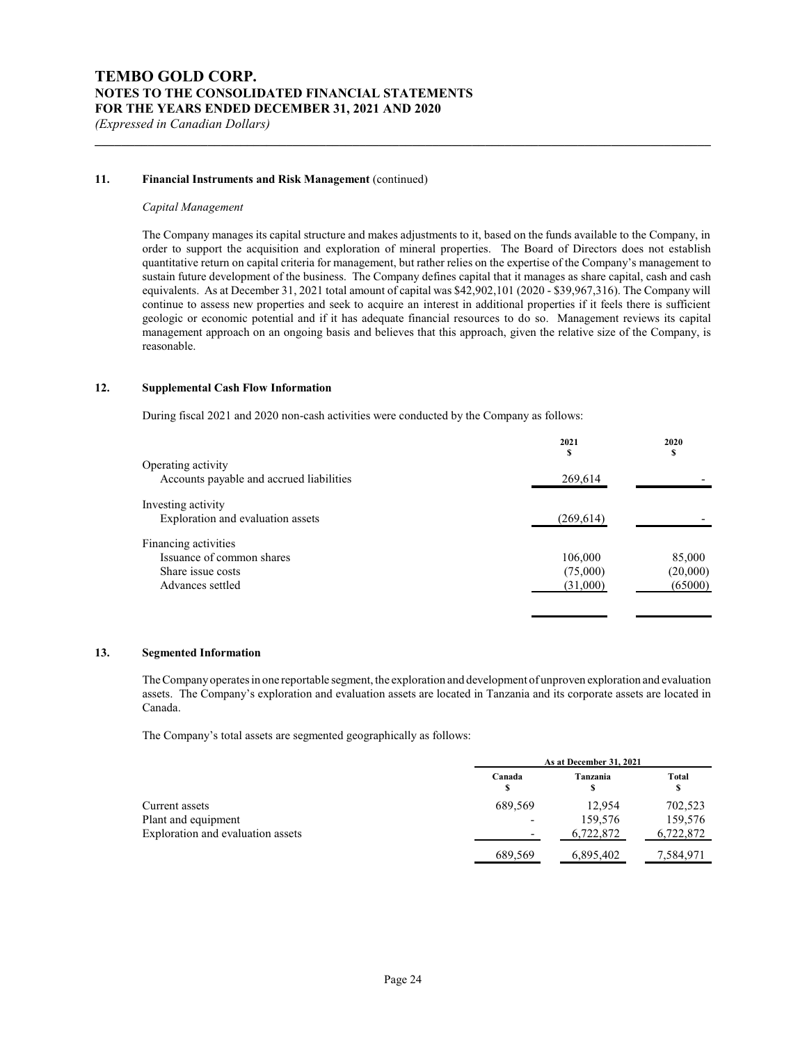### 11. Financial Instruments and Risk Management (continued)

*Capital Management*

The Company manages its capital structure and makes adjustments to it, based on the funds available to the Company, in order to support the acquisition and exploration of mineral properties. The Board of Directors does not establish quantitative return on capital criteria for management, but rather relies on the expertise of the Company's management to sustain future development of the business. The Company defines capital that it manages as share capital, cash and cash equivalents. As at December 31, 2021 total amount of capital was $42,902,101 (2020 - $39,967,316). The Company will continue to assess new properties and seek to acquire an interest in additional properties if it feels there is sufficient geologic or economic potential and if it has adequate financial resources to do so. Management reviews its capital management approach on an ongoing basis and believes that this approach, given the relative size of the Company, is reasonable.

### 12. Supplemental Cash Flow Information

During fiscal 2021 and 2020 non-cash activities were conducted by the Company as follows:

| | 2021<br>$ | 2020<br>$ |
|---|---|---|
| Operating activity | | |
| Accounts payable and accrued liabilities | 269,614 | - |
| Investing activity | | |
| Exploration and evaluation assets | (269,614) | - |
| Financing activities | | |
| Issuance of common shares | 106,000 | 85,000 |
| Share issue costs | (75,000) | (20,000) |
| Advances settled | (31,000) | (65000) |

### 13. Segmented Information

The Company operates in one reportable segment, the exploration and development of unproven exploration and evaluation assets. The Company's exploration and evaluation assets are located in Tanzania and its corporate assets are located in Canada.

The Company's total assets are segmented geographically as follows:

| | As at December 31, 2021 | | |
|---|---|---|---|
| | Canada<br>$ | Tanzania<br>$ | Total<br>$ |
| Current assets | 689,569 | 12,954 | 702,523 |
| Plant and equipment | - | 159,576 | 159,576 |
| Exploration and evaluation assets | - | 6,722,872 | 6,722,872 |
| | 689,569 | 6,895,402 | 7,584,971 |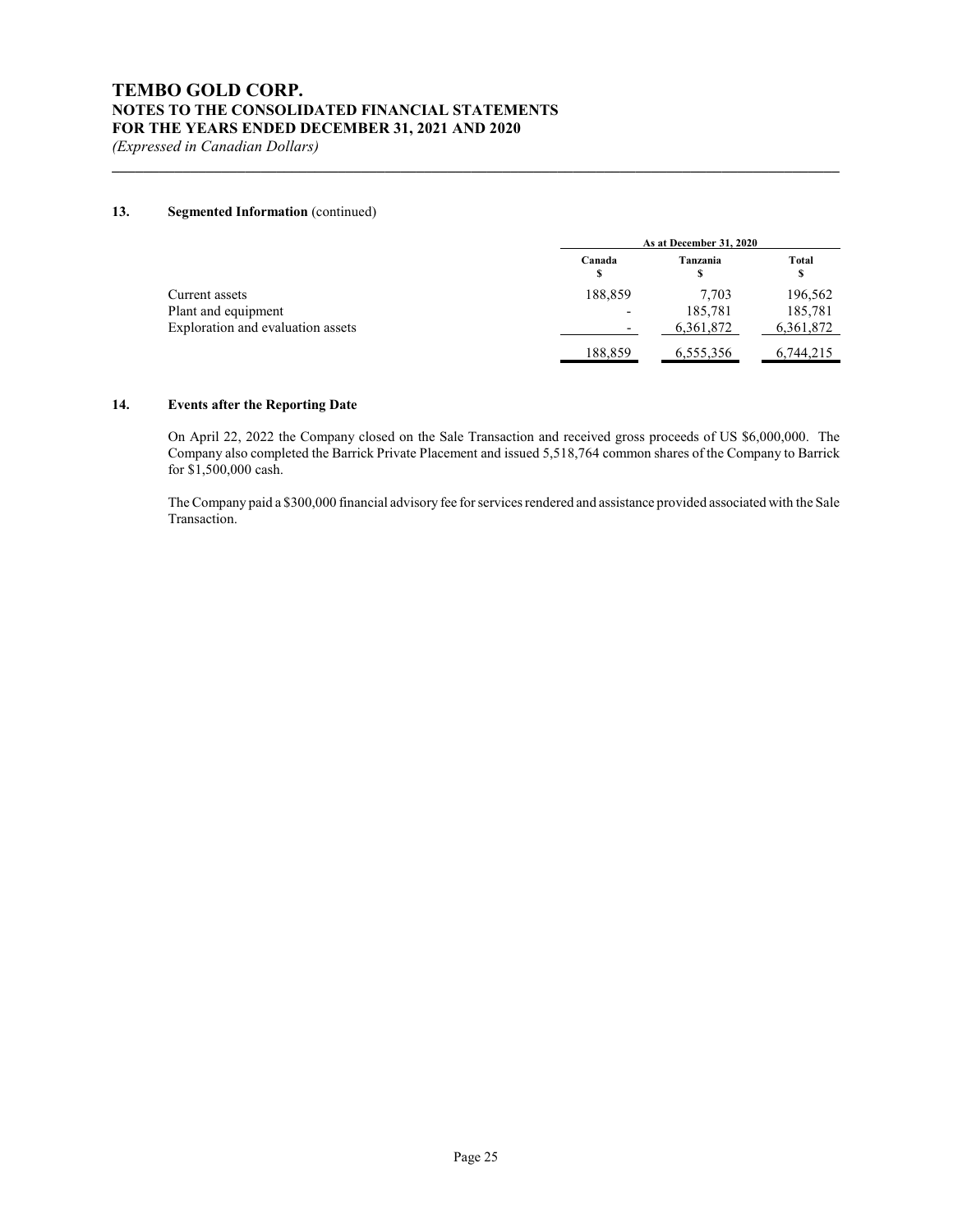## 13. Segmented Information (continued)

| | As at December 31, 2020 | | |
|---|---|---|---|
| | Canada<br>$ | Tanzania<br>$ | Total<br>$ |
| Current assets | 188,859 | 7,703 | 196,562 |
| Plant and equipment | - | 185,781 | 185,781 |
| Exploration and evaluation assets | - | 6,361,872 | 6,361,872 |
| | 188,859 | 6,555,356 | 6,744,215 |

## 14. Events after the Reporting Date

On April 22, 2022 the Company closed on the Sale Transaction and received gross proceeds of US $6,000,000. The Company also completed the Barrick Private Placement and issued 5,518,764 common shares of the Company to Barrick for $1,500,000 cash.

The Company paid a $300,000 financial advisory fee for services rendered and assistance provided associated with the Sale Transaction.